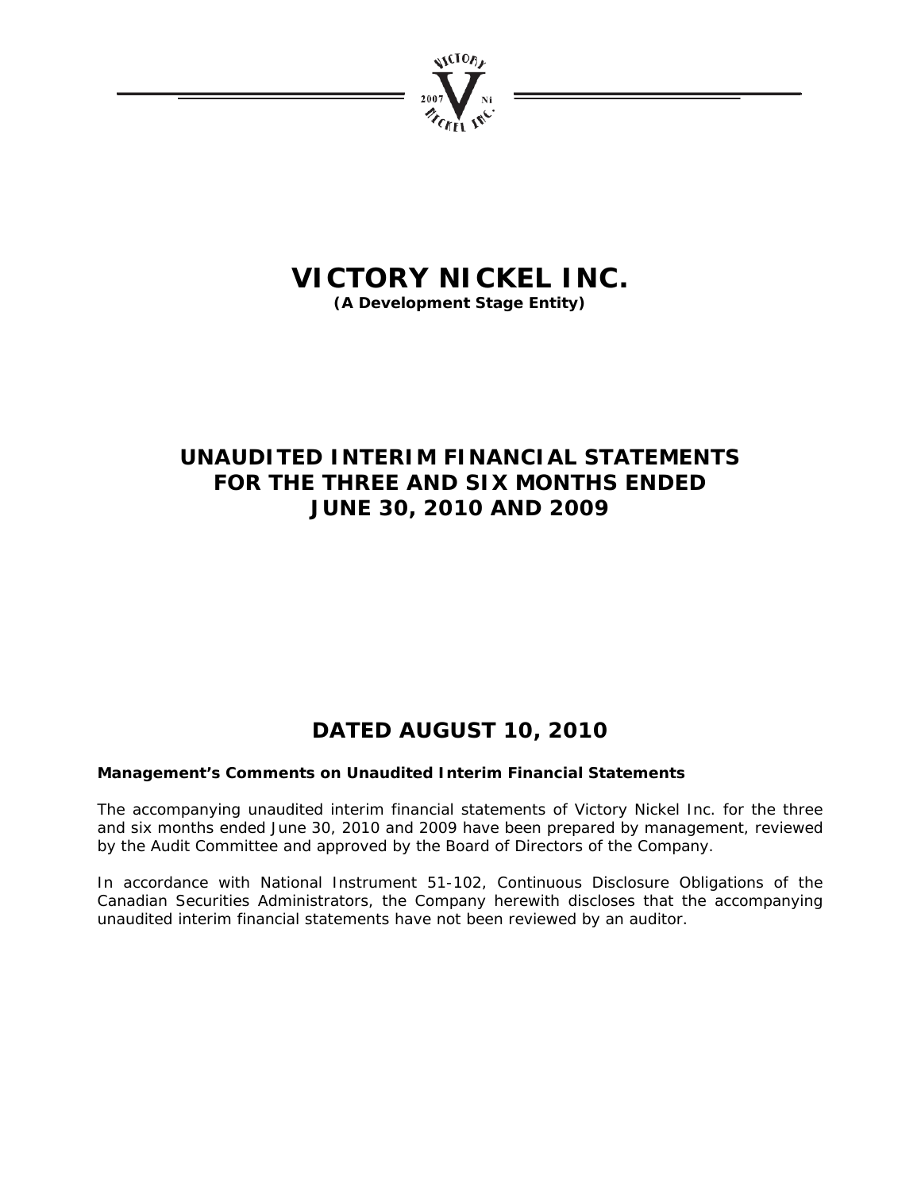# VICTORY NICKEL INC.

**(A Development Stage Entity)**

## UNAUDITED INTERIM FINANCIAL STATEMENTS FOR THE THREE AND SIX MONTHS ENDED JUNE 30, 2010 AND 2009

## DATED AUGUST 10, 2010

**Management's Comments on Unaudited Interim Financial Statements**

The accompanying unaudited interim financial statements of Victory Nickel Inc. for the three and six months ended June 30, 2010 and 2009 have been prepared by management, reviewed by the Audit Committee and approved by the Board of Directors of the Company.

In accordance with National Instrument 51-102, Continuous Disclosure Obligations of the Canadian Securities Administrators, the Company herewith discloses that the accompanying unaudited interim financial statements have not been reviewed by an auditor.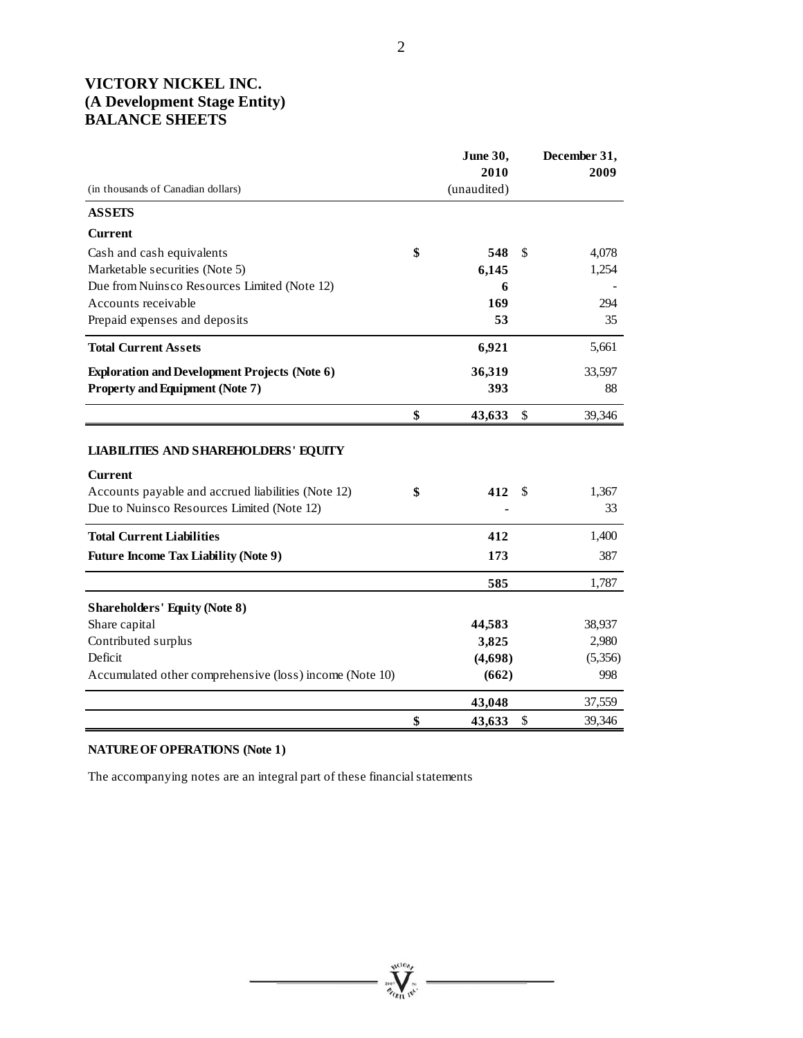# VICTORY NICKEL INC.
# (A Development Stage Entity)
# BALANCE SHEETS

| (in thousands of Canadian dollars) | June 30, 2010 (unaudited) | December 31, 2009 |
|---|---|---|
| **ASSETS** | | |
| **Current** | | |
| Cash and cash equivalents | $ **548** | $ 4,078 |
| Marketable securities (Note 5) | **6,145** | 1,254 |
| Due from Nuinsco Resources Limited (Note 12) | **6** | - |
| Accounts receivable | **169** | 294 |
| Prepaid expenses and deposits | **53** | 35 |
| **Total Current Assets** | **6,921** | 5,661 |
| **Exploration and Development Projects (Note 6)** | **36,319** | 33,597 |
| **Property and Equipment (Note 7)** | **393** | 88 |
| | $ **43,633** | $ 39,346 |
| **LIABILITIES AND SHAREHOLDERS' EQUITY** | | |
| **Current** | | |
| Accounts payable and accrued liabilities (Note 12) | $ **412** | $ 1,367 |
| Due to Nuinsco Resources Limited (Note 12) | **-** | 33 |
| **Total Current Liabilities** | **412** | 1,400 |
| **Future Income Tax Liability (Note 9)** | **173** | 387 |
| | **585** | 1,787 |
| **Shareholders' Equity (Note 8)** | | |
| Share capital | **44,583** | 38,937 |
| Contributed surplus | **3,825** | 2,980 |
| Deficit | **(4,698)** | (5,356) |
| Accumulated other comprehensive (loss) income (Note 10) | **(662)** | 998 |
| | **43,048** | 37,559 |
| | $ **43,633** | $ 39,346 |

**NATURE OF OPERATIONS (Note 1)**

The accompanying notes are an integral part of these financial statements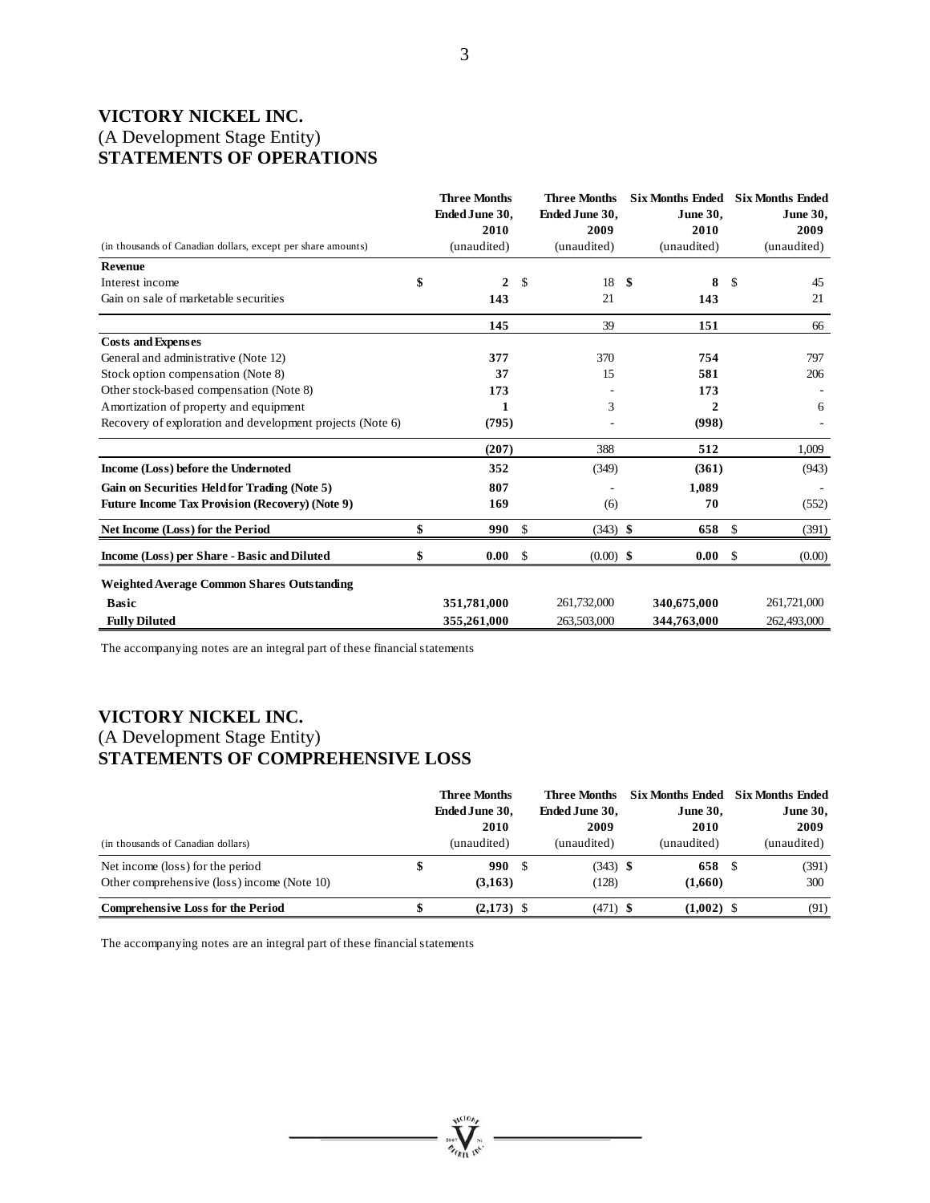# VICTORY NICKEL INC.
(A Development Stage Entity)
**STATEMENTS OF OPERATIONS**

| (in thousands of Canadian dollars, except per share amounts) | Three Months Ended June 30, 2010 (unaudited) | Three Months Ended June 30, 2009 (unaudited) | Six Months Ended June 30, 2010 (unaudited) | Six Months Ended June 30, 2009 (unaudited) |
|---|---|---|---|---|
| **Revenue** | | | | |
| Interest income | $ **2** | $ 18 | $ **8** | $ 45 |
| Gain on sale of marketable securities | **143** | 21 | **143** | 21 |
| | **145** | 39 | **151** | 66 |
| **Costs and Expenses** | | | | |
| General and administrative (Note 12) | **377** | 370 | **754** | 797 |
| Stock option compensation (Note 8) | **37** | 15 | **581** | 206 |
| Other stock-based compensation (Note 8) | **173** | - | **173** | - |
| Amortization of property and equipment | **1** | 3 | **2** | 6 |
| Recovery of exploration and development projects (Note 6) | **(795)** | - | **(998)** | - |
| | **(207)** | 388 | **512** | 1,009 |
| **Income (Loss) before the Undernoted** | **352** | (349) | **(361)** | (943) |
| **Gain on Securities Held for Trading (Note 5)** | **807** | - | **1,089** | - |
| **Future Income Tax Provision (Recovery) (Note 9)** | **169** | (6) | **70** | (552) |
| **Net Income (Loss) for the Period** | $ **990** | $ (343) | $ **658** | $ (391) |
| **Income (Loss) per Share - Basic and Diluted** | $ **0.00** | $ (0.00) | $ **0.00** | $ (0.00) |
| **Weighted Average Common Shares Outstanding** | | | | |
| **Basic** | **351,781,000** | 261,732,000 | **340,675,000** | 261,721,000 |
| **Fully Diluted** | **355,261,000** | 263,503,000 | **344,763,000** | 262,493,000 |

The accompanying notes are an integral part of these financial statements

# VICTORY NICKEL INC.
(A Development Stage Entity)
**STATEMENTS OF COMPREHENSIVE LOSS**

| (in thousands of Canadian dollars) | Three Months Ended June 30, 2010 (unaudited) | Three Months Ended June 30, 2009 (unaudited) | Six Months Ended June 30, 2010 (unaudited) | Six Months Ended June 30, 2009 (unaudited) |
|---|---|---|---|---|
| Net income (loss) for the period | $ **990** | $ (343) | $ **658** | $ (391) |
| Other comprehensive (loss) income (Note 10) | **(3,163)** | (128) | **(1,660)** | 300 |
| **Comprehensive Loss for the Period** | $ **(2,173)** | $ (471) | $ **(1,002)** | $ (91) |

The accompanying notes are an integral part of these financial statements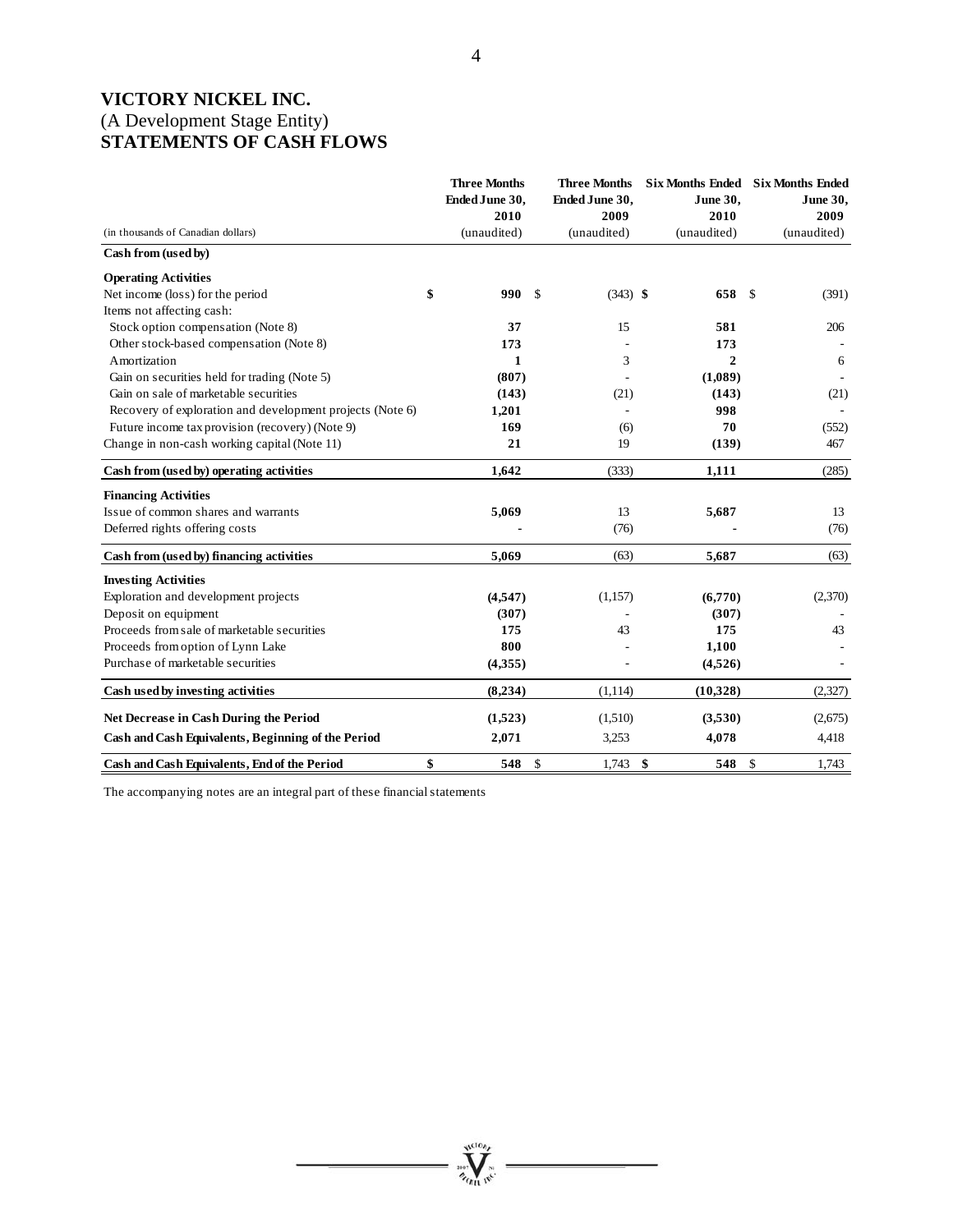# VICTORY NICKEL INC.

(A Development Stage Entity)

**STATEMENTS OF CASH FLOWS**

| (in thousands of Canadian dollars) | Three Months Ended June 30, 2010 (unaudited) | Three Months Ended June 30, 2009 (unaudited) | Six Months Ended June 30, 2010 (unaudited) | Six Months Ended June 30, 2009 (unaudited) |
|---|---|---|---|---|
| **Cash from (used by)** | | | | |
| **Operating Activities** | | | | |
| Net income (loss) for the period | **$ 990** | $ (343) | **$ 658** | $ (391) |
| Items not affecting cash: | | | | |
| Stock option compensation (Note 8) | **37** | 15 | **581** | 206 |
| Other stock-based compensation (Note 8) | **173** | - | **173** | - |
| Amortization | **1** | 3 | **2** | 6 |
| Gain on securities held for trading (Note 5) | **(807)** | - | **(1,089)** | - |
| Gain on sale of marketable securities | **(143)** | (21) | **(143)** | (21) |
| Recovery of exploration and development projects (Note 6) | **1,201** | - | **998** | - |
| Future income tax provision (recovery) (Note 9) | **169** | (6) | **70** | (552) |
| Change in non-cash working capital (Note 11) | **21** | 19 | **(139)** | 467 |
| **Cash from (used by) operating activities** | **1,642** | (333) | **1,111** | (285) |
| **Financing Activities** | | | | |
| Issue of common shares and warrants | **5,069** | 13 | **5,687** | 13 |
| Deferred rights offering costs | **-** | (76) | **-** | (76) |
| **Cash from (used by) financing activities** | **5,069** | (63) | **5,687** | (63) |
| **Investing Activities** | | | | |
| Exploration and development projects | **(4,547)** | (1,157) | **(6,770)** | (2,370) |
| Deposit on equipment | **(307)** | - | **(307)** | - |
| Proceeds from sale of marketable securities | **175** | 43 | **175** | 43 |
| Proceeds from option of Lynn Lake | **800** | - | **1,100** | - |
| Purchase of marketable securities | **(4,355)** | - | **(4,526)** | - |
| **Cash used by investing activities** | **(8,234)** | (1,114) | **(10,328)** | (2,327) |
| **Net Decrease in Cash During the Period** | **(1,523)** | (1,510) | **(3,530)** | (2,675) |
| **Cash and Cash Equivalents, Beginning of the Period** | **2,071** | 3,253 | **4,078** | 4,418 |
| **Cash and Cash Equivalents, End of the Period** | **$ 548** | $ 1,743 | **$ 548** | $ 1,743 |

The accompanying notes are an integral part of these financial statements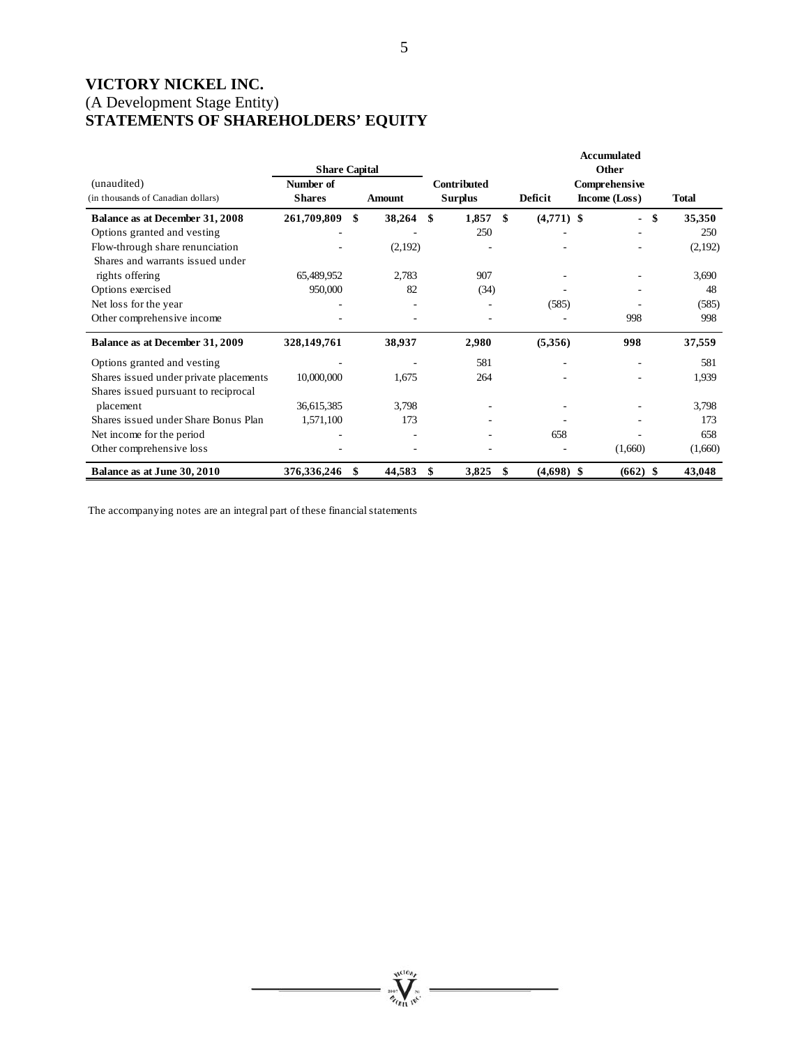# VICTORY NICKEL INC.

(A Development Stage Entity)

## STATEMENTS OF SHAREHOLDERS' EQUITY

| (unaudited) (in thousands of Canadian dollars) | Share Capital Number of Shares | Share Capital Amount | Contributed Surplus | Deficit | Accumulated Other Comprehensive Income (Loss) | Total |
|---|---|---|---|---|---|---|
| **Balance as at December 31, 2008** | **261,709,809** | **$ 38,264** | **$ 1,857** | **$ (4,771)** | **$ -** | **$ 35,350** |
| Options granted and vesting | - | - | 250 | - | - | 250 |
| Flow-through share renunciation | - | (2,192) | - | - | - | (2,192) |
| Shares and warrants issued under rights offering | 65,489,952 | 2,783 | 907 | - | - | 3,690 |
| Options exercised | 950,000 | 82 | (34) | - | - | 48 |
| Net loss for the year | - | - | - | (585) | - | (585) |
| Other comprehensive income | - | - | - | - | 998 | 998 |
| **Balance as at December 31, 2009** | **328,149,761** | **38,937** | **2,980** | **(5,356)** | **998** | **37,559** |
| Options granted and vesting | - | - | 581 | - | - | 581 |
| Shares issued under private placements | 10,000,000 | 1,675 | 264 | - | - | 1,939 |
| Shares issued pursuant to reciprocal placement | 36,615,385 | 3,798 | - | - | - | 3,798 |
| Shares issued under Share Bonus Plan | 1,571,100 | 173 | - | - | - | 173 |
| Net income for the period | - | - | - | 658 | - | 658 |
| Other comprehensive loss | - | - | - | - | (1,660) | (1,660) |
| **Balance as at June 30, 2010** | **376,336,246** | **$ 44,583** | **$ 3,825** | **$ (4,698)** | **$ (662)** | **$ 43,048** |

The accompanying notes are an integral part of these financial statements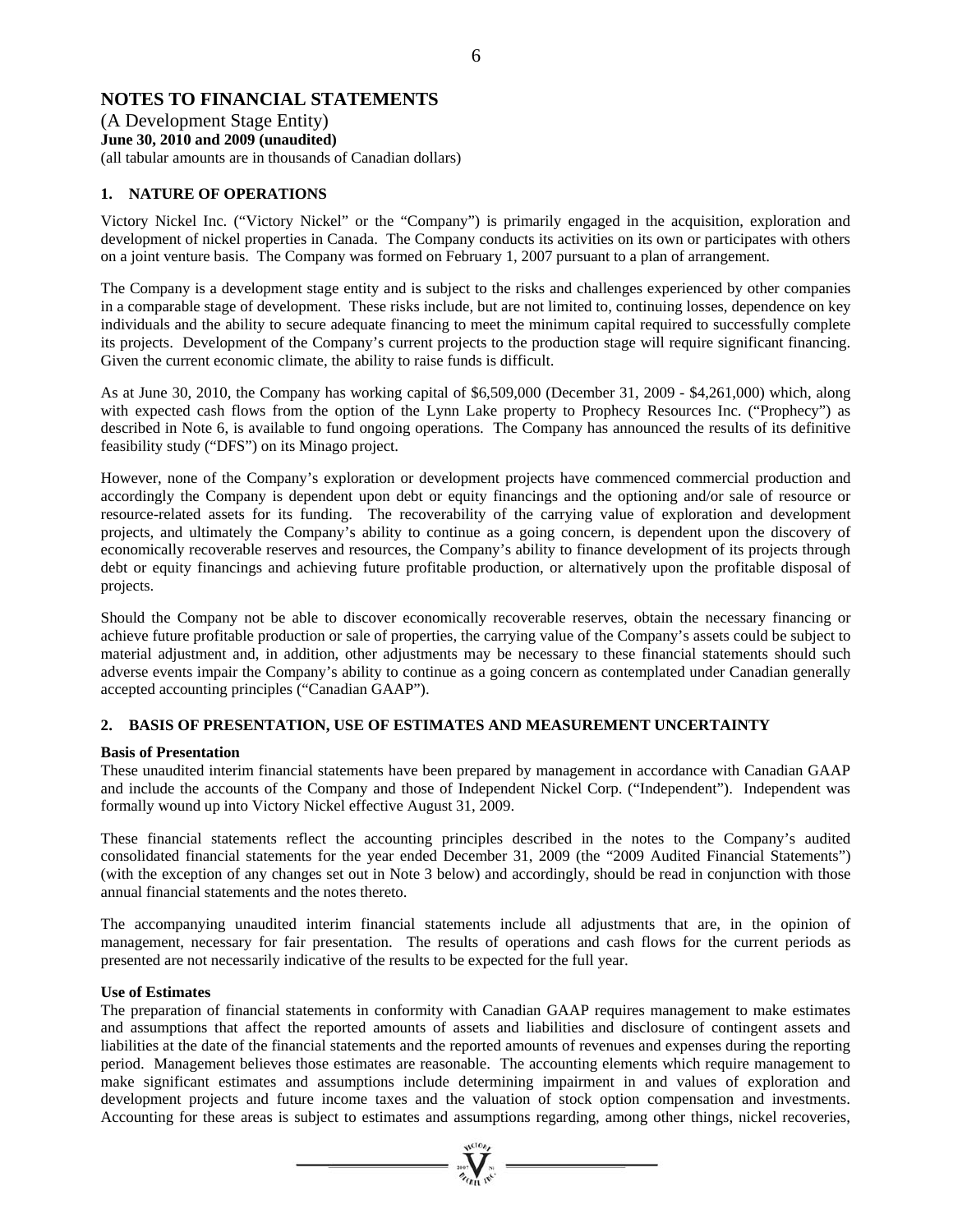# NOTES TO FINANCIAL STATEMENTS

(A Development Stage Entity)
**June 30, 2010 and 2009 (unaudited)**
(all tabular amounts are in thousands of Canadian dollars)

## 1. NATURE OF OPERATIONS

Victory Nickel Inc. ("Victory Nickel" or the "Company") is primarily engaged in the acquisition, exploration and development of nickel properties in Canada. The Company conducts its activities on its own or participates with others on a joint venture basis. The Company was formed on February 1, 2007 pursuant to a plan of arrangement.

The Company is a development stage entity and is subject to the risks and challenges experienced by other companies in a comparable stage of development. These risks include, but are not limited to, continuing losses, dependence on key individuals and the ability to secure adequate financing to meet the minimum capital required to successfully complete its projects. Development of the Company's current projects to the production stage will require significant financing. Given the current economic climate, the ability to raise funds is difficult.

As at June 30, 2010, the Company has working capital of $6,509,000 (December 31, 2009 - $4,261,000) which, along with expected cash flows from the option of the Lynn Lake property to Prophecy Resources Inc. ("Prophecy") as described in Note 6, is available to fund ongoing operations. The Company has announced the results of its definitive feasibility study ("DFS") on its Minago project.

However, none of the Company's exploration or development projects have commenced commercial production and accordingly the Company is dependent upon debt or equity financings and the optioning and/or sale of resource or resource-related assets for its funding. The recoverability of the carrying value of exploration and development projects, and ultimately the Company's ability to continue as a going concern, is dependent upon the discovery of economically recoverable reserves and resources, the Company's ability to finance development of its projects through debt or equity financings and achieving future profitable production, or alternatively upon the profitable disposal of projects.

Should the Company not be able to discover economically recoverable reserves, obtain the necessary financing or achieve future profitable production or sale of properties, the carrying value of the Company's assets could be subject to material adjustment and, in addition, other adjustments may be necessary to these financial statements should such adverse events impair the Company's ability to continue as a going concern as contemplated under Canadian generally accepted accounting principles ("Canadian GAAP").

## 2. BASIS OF PRESENTATION, USE OF ESTIMATES AND MEASUREMENT UNCERTAINTY

### Basis of Presentation

These unaudited interim financial statements have been prepared by management in accordance with Canadian GAAP and include the accounts of the Company and those of Independent Nickel Corp. ("Independent"). Independent was formally wound up into Victory Nickel effective August 31, 2009.

These financial statements reflect the accounting principles described in the notes to the Company's audited consolidated financial statements for the year ended December 31, 2009 (the "2009 Audited Financial Statements") (with the exception of any changes set out in Note 3 below) and accordingly, should be read in conjunction with those annual financial statements and the notes thereto.

The accompanying unaudited interim financial statements include all adjustments that are, in the opinion of management, necessary for fair presentation. The results of operations and cash flows for the current periods as presented are not necessarily indicative of the results to be expected for the full year.

### Use of Estimates

The preparation of financial statements in conformity with Canadian GAAP requires management to make estimates and assumptions that affect the reported amounts of assets and liabilities and disclosure of contingent assets and liabilities at the date of the financial statements and the reported amounts of revenues and expenses during the reporting period. Management believes those estimates are reasonable. The accounting elements which require management to make significant estimates and assumptions include determining impairment in and values of exploration and development projects and future income taxes and the valuation of stock option compensation and investments. Accounting for these areas is subject to estimates and assumptions regarding, among other things, nickel recoveries,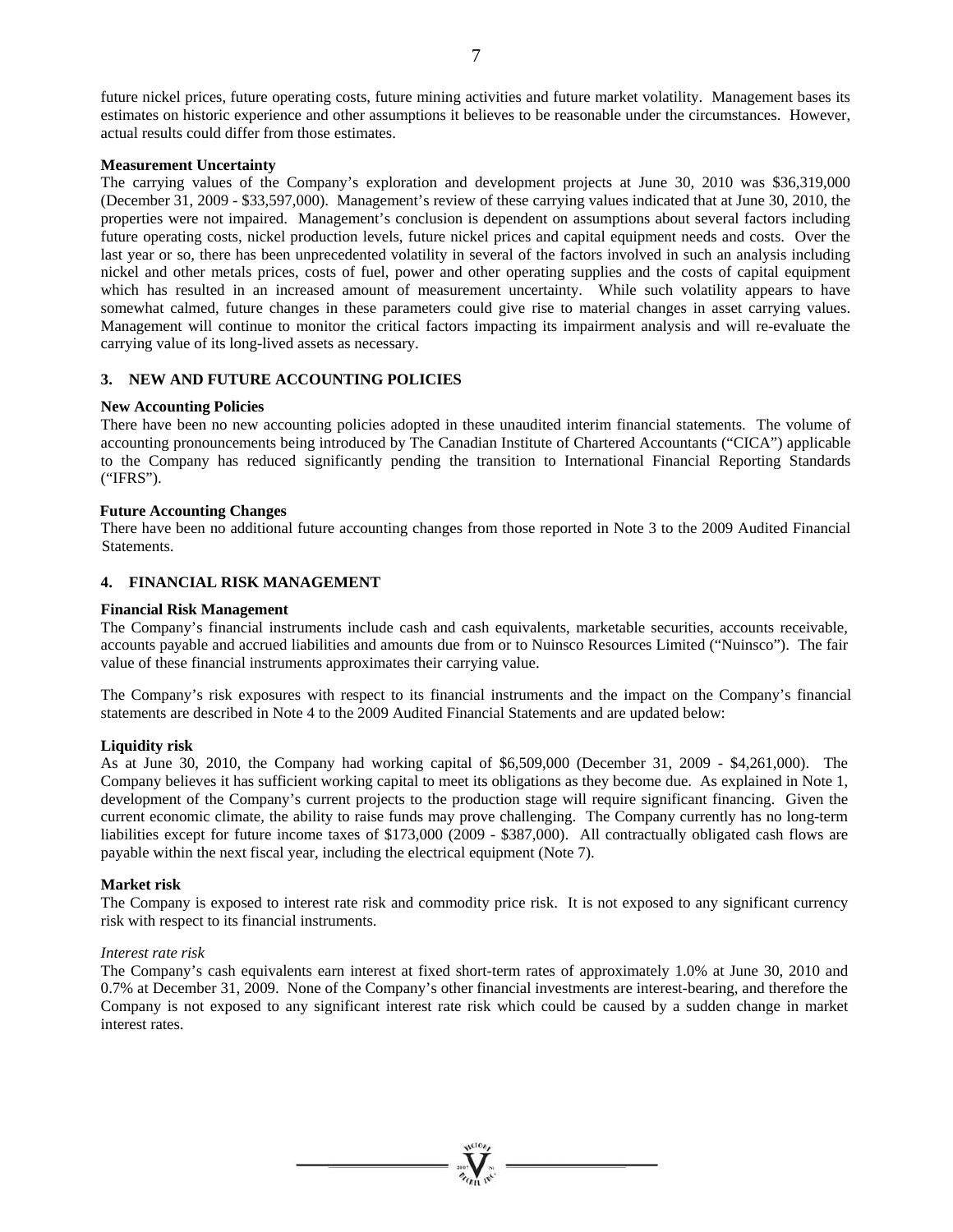future nickel prices, future operating costs, future mining activities and future market volatility. Management bases its estimates on historic experience and other assumptions it believes to be reasonable under the circumstances. However, actual results could differ from those estimates.

**Measurement Uncertainty**

The carrying values of the Company's exploration and development projects at June 30, 2010 was $36,319,000 (December 31, 2009 - $33,597,000). Management's review of these carrying values indicated that at June 30, 2010, the properties were not impaired. Management's conclusion is dependent on assumptions about several factors including future operating costs, nickel production levels, future nickel prices and capital equipment needs and costs. Over the last year or so, there has been unprecedented volatility in several of the factors involved in such an analysis including nickel and other metals prices, costs of fuel, power and other operating supplies and the costs of capital equipment which has resulted in an increased amount of measurement uncertainty. While such volatility appears to have somewhat calmed, future changes in these parameters could give rise to material changes in asset carrying values. Management will continue to monitor the critical factors impacting its impairment analysis and will re-evaluate the carrying value of its long-lived assets as necessary.

## 3. NEW AND FUTURE ACCOUNTING POLICIES

**New Accounting Policies**

There have been no new accounting policies adopted in these unaudited interim financial statements. The volume of accounting pronouncements being introduced by The Canadian Institute of Chartered Accountants ("CICA") applicable to the Company has reduced significantly pending the transition to International Financial Reporting Standards ("IFRS").

**Future Accounting Changes**

There have been no additional future accounting changes from those reported in Note 3 to the 2009 Audited Financial Statements.

## 4. FINANCIAL RISK MANAGEMENT

**Financial Risk Management**

The Company's financial instruments include cash and cash equivalents, marketable securities, accounts receivable, accounts payable and accrued liabilities and amounts due from or to Nuinsco Resources Limited ("Nuinsco"). The fair value of these financial instruments approximates their carrying value.

The Company's risk exposures with respect to its financial instruments and the impact on the Company's financial statements are described in Note 4 to the 2009 Audited Financial Statements and are updated below:

**Liquidity risk**

As at June 30, 2010, the Company had working capital of $6,509,000 (December 31, 2009 - $4,261,000). The Company believes it has sufficient working capital to meet its obligations as they become due. As explained in Note 1, development of the Company's current projects to the production stage will require significant financing. Given the current economic climate, the ability to raise funds may prove challenging. The Company currently has no long-term liabilities except for future income taxes of $173,000 (2009 - $387,000). All contractually obligated cash flows are payable within the next fiscal year, including the electrical equipment (Note 7).

**Market risk**

The Company is exposed to interest rate risk and commodity price risk. It is not exposed to any significant currency risk with respect to its financial instruments.

*Interest rate risk*

The Company's cash equivalents earn interest at fixed short-term rates of approximately 1.0% at June 30, 2010 and 0.7% at December 31, 2009. None of the Company's other financial investments are interest-bearing, and therefore the Company is not exposed to any significant interest rate risk which could be caused by a sudden change in market interest rates.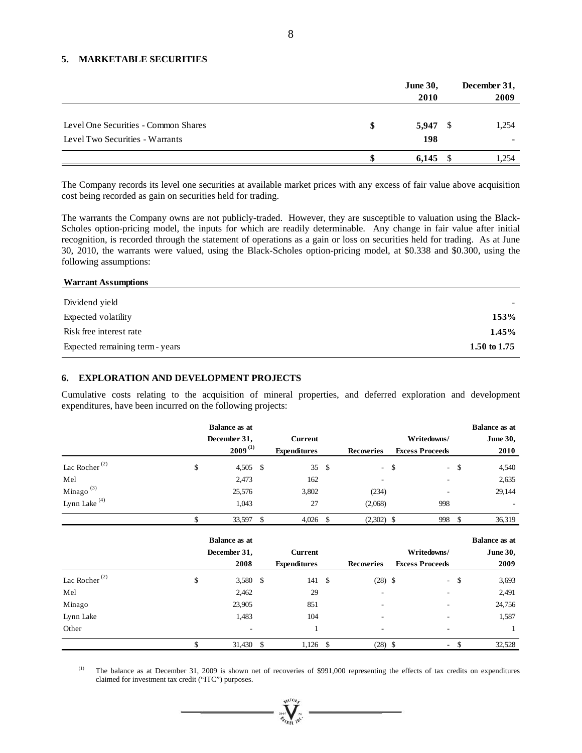## 5. MARKETABLE SECURITIES

| | June 30, 2010 | December 31, 2009 |
|---|---|---|
| Level One Securities - Common Shares | **$ 5,947** | $ 1,254 |
| Level Two Securities - Warrants | **198** | - |
| | **$ 6,145** | $ 1,254 |

The Company records its level one securities at available market prices with any excess of fair value above acquisition cost being recorded as gain on securities held for trading.

The warrants the Company owns are not publicly-traded. However, they are susceptible to valuation using the Black-Scholes option-pricing model, the inputs for which are readily determinable. Any change in fair value after initial recognition, is recorded through the statement of operations as a gain or loss on securities held for trading. As at June 30, 2010, the warrants were valued, using the Black-Scholes option-pricing model, at $0.338 and $0.300, using the following assumptions:

| Warrant Assumptions | |
|---|---|
| Dividend yield | - |
| Expected volatility | **153%** |
| Risk free interest rate | **1.45%** |
| Expected remaining term - years | **1.50 to 1.75** |

## 6. EXPLORATION AND DEVELOPMENT PROJECTS

Cumulative costs relating to the acquisition of mineral properties, and deferred exploration and development expenditures, have been incurred on the following projects:

| | Balance as at December 31, 2009 [1] | Current Expenditures | Recoveries | Writedowns/ Excess Proceeds | Balance as at June 30, 2010 |
|---|---|---|---|---|---|
| Lac Rocher [2] | $ 4,505 | $ 35 | $ - | $ - | $ 4,540 |
| Mel | 2,473 | 162 | - | - | 2,635 |
| Minago [3] | 25,576 | 3,802 | (234) | - | 29,144 |
| Lynn Lake [4] | 1,043 | 27 | (2,068) | 998 | - |
| | $ 33,597 | $ 4,026 | $ (2,302) | $ 998 | $ 36,319 |

| | Balance as at December 31, 2008 | Current Expenditures | Recoveries | Writedowns/ Excess Proceeds | Balance as at June 30, 2009 |
|---|---|---|---|---|---|
| Lac Rocher [2] | $ 3,580 | $ 141 | $ (28) | $ - | $ 3,693 |
| Mel | 2,462 | 29 | - | - | 2,491 |
| Minago | 23,905 | 851 | - | - | 24,756 |
| Lynn Lake | 1,483 | 104 | - | - | 1,587 |
| Other | - | 1 | - | - | 1 |
| | $ 31,430 | $ 1,126 | $ (28) | $ - | $ 32,528 |

[1] The balance as at December 31, 2009 is shown net of recoveries of $991,000 representing the effects of tax credits on expenditures claimed for investment tax credit ("ITC") purposes.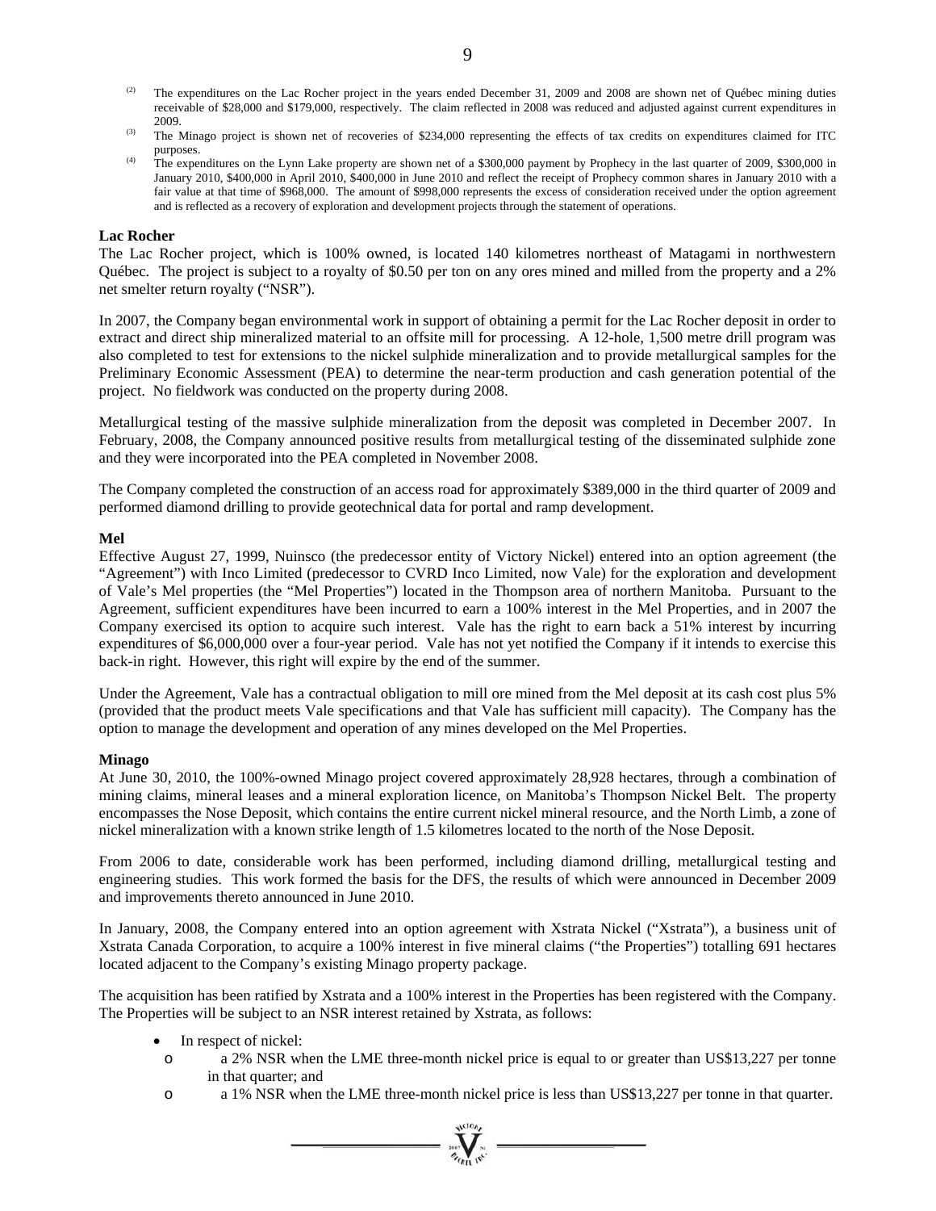(2) The expenditures on the Lac Rocher project in the years ended December 31, 2009 and 2008 are shown net of Québec mining duties receivable of $28,000 and $179,000, respectively. The claim reflected in 2008 was reduced and adjusted against current expenditures in 2009.

(3) The Minago project is shown net of recoveries of $234,000 representing the effects of tax credits on expenditures claimed for ITC purposes.

(4) The expenditures on the Lynn Lake property are shown net of a $300,000 payment by Prophecy in the last quarter of 2009, $300,000 in January 2010, $400,000 in April 2010, $400,000 in June 2010 and reflect the receipt of Prophecy common shares in January 2010 with a fair value at that time of $968,000. The amount of $998,000 represents the excess of consideration received under the option agreement and is reflected as a recovery of exploration and development projects through the statement of operations.

**Lac Rocher**

The Lac Rocher project, which is 100% owned, is located 140 kilometres northeast of Matagami in northwestern Québec. The project is subject to a royalty of $0.50 per ton on any ores mined and milled from the property and a 2% net smelter return royalty ("NSR").

In 2007, the Company began environmental work in support of obtaining a permit for the Lac Rocher deposit in order to extract and direct ship mineralized material to an offsite mill for processing. A 12-hole, 1,500 metre drill program was also completed to test for extensions to the nickel sulphide mineralization and to provide metallurgical samples for the Preliminary Economic Assessment (PEA) to determine the near-term production and cash generation potential of the project. No fieldwork was conducted on the property during 2008.

Metallurgical testing of the massive sulphide mineralization from the deposit was completed in December 2007. In February, 2008, the Company announced positive results from metallurgical testing of the disseminated sulphide zone and they were incorporated into the PEA completed in November 2008.

The Company completed the construction of an access road for approximately $389,000 in the third quarter of 2009 and performed diamond drilling to provide geotechnical data for portal and ramp development.

**Mel**

Effective August 27, 1999, Nuinsco (the predecessor entity of Victory Nickel) entered into an option agreement (the "Agreement") with Inco Limited (predecessor to CVRD Inco Limited, now Vale) for the exploration and development of Vale's Mel properties (the "Mel Properties") located in the Thompson area of northern Manitoba. Pursuant to the Agreement, sufficient expenditures have been incurred to earn a 100% interest in the Mel Properties, and in 2007 the Company exercised its option to acquire such interest. Vale has the right to earn back a 51% interest by incurring expenditures of $6,000,000 over a four-year period. Vale has not yet notified the Company if it intends to exercise this back-in right. However, this right will expire by the end of the summer.

Under the Agreement, Vale has a contractual obligation to mill ore mined from the Mel deposit at its cash cost plus 5% (provided that the product meets Vale specifications and that Vale has sufficient mill capacity). The Company has the option to manage the development and operation of any mines developed on the Mel Properties.

**Minago**

At June 30, 2010, the 100%-owned Minago project covered approximately 28,928 hectares, through a combination of mining claims, mineral leases and a mineral exploration licence, on Manitoba's Thompson Nickel Belt. The property encompasses the Nose Deposit, which contains the entire current nickel mineral resource, and the North Limb, a zone of nickel mineralization with a known strike length of 1.5 kilometres located to the north of the Nose Deposit.

From 2006 to date, considerable work has been performed, including diamond drilling, metallurgical testing and engineering studies. This work formed the basis for the DFS, the results of which were announced in December 2009 and improvements thereto announced in June 2010.

In January, 2008, the Company entered into an option agreement with Xstrata Nickel ("Xstrata"), a business unit of Xstrata Canada Corporation, to acquire a 100% interest in five mineral claims ("the Properties") totalling 691 hectares located adjacent to the Company's existing Minago property package.

The acquisition has been ratified by Xstrata and a 100% interest in the Properties has been registered with the Company. The Properties will be subject to an NSR interest retained by Xstrata, as follows:

- In respect of nickel:
  - a 2% NSR when the LME three-month nickel price is equal to or greater than US$13,227 per tonne in that quarter; and
  - a 1% NSR when the LME three-month nickel price is less than US$13,227 per tonne in that quarter.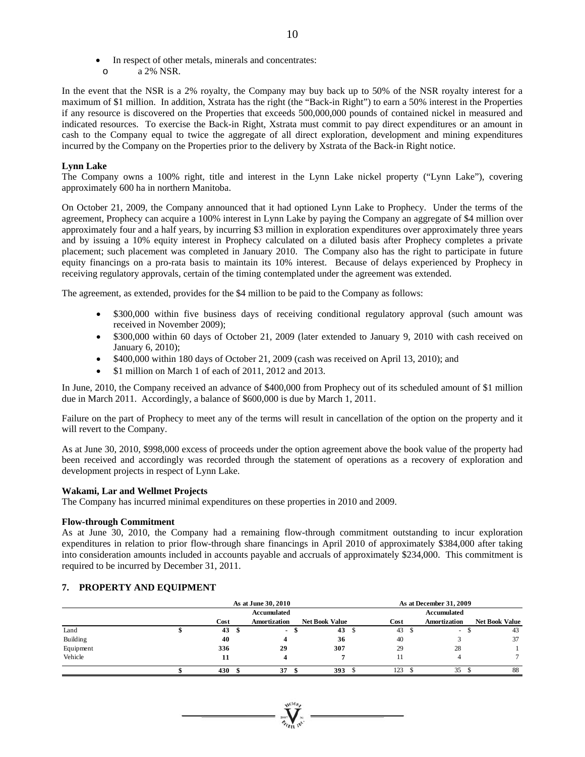- In respect of other metals, minerals and concentrates:
  - a 2% NSR.

In the event that the NSR is a 2% royalty, the Company may buy back up to 50% of the NSR royalty interest for a maximum of $1 million. In addition, Xstrata has the right (the "Back-in Right") to earn a 50% interest in the Properties if any resource is discovered on the Properties that exceeds 500,000,000 pounds of contained nickel in measured and indicated resources. To exercise the Back-in Right, Xstrata must commit to pay direct expenditures or an amount in cash to the Company equal to twice the aggregate of all direct exploration, development and mining expenditures incurred by the Company on the Properties prior to the delivery by Xstrata of the Back-in Right notice.

**Lynn Lake**

The Company owns a 100% right, title and interest in the Lynn Lake nickel property ("Lynn Lake"), covering approximately 600 ha in northern Manitoba.

On October 21, 2009, the Company announced that it had optioned Lynn Lake to Prophecy. Under the terms of the agreement, Prophecy can acquire a 100% interest in Lynn Lake by paying the Company an aggregate of $4 million over approximately four and a half years, by incurring $3 million in exploration expenditures over approximately three years and by issuing a 10% equity interest in Prophecy calculated on a diluted basis after Prophecy completes a private placement; such placement was completed in January 2010. The Company also has the right to participate in future equity financings on a pro-rata basis to maintain its 10% interest. Because of delays experienced by Prophecy in receiving regulatory approvals, certain of the timing contemplated under the agreement was extended.

The agreement, as extended, provides for the $4 million to be paid to the Company as follows:

- $300,000 within five business days of receiving conditional regulatory approval (such amount was received in November 2009);
- $300,000 within 60 days of October 21, 2009 (later extended to January 9, 2010 with cash received on January 6, 2010);
- $400,000 within 180 days of October 21, 2009 (cash was received on April 13, 2010); and
- $1 million on March 1 of each of 2011, 2012 and 2013.

In June, 2010, the Company received an advance of $400,000 from Prophecy out of its scheduled amount of $1 million due in March 2011. Accordingly, a balance of $600,000 is due by March 1, 2011.

Failure on the part of Prophecy to meet any of the terms will result in cancellation of the option on the property and it will revert to the Company.

As at June 30, 2010, $998,000 excess of proceeds under the option agreement above the book value of the property had been received and accordingly was recorded through the statement of operations as a recovery of exploration and development projects in respect of Lynn Lake.

**Wakami, Lar and Wellmet Projects**

The Company has incurred minimal expenditures on these properties in 2010 and 2009.

**Flow-through Commitment**

As at June 30, 2010, the Company had a remaining flow-through commitment outstanding to incur exploration expenditures in relation to prior flow-through share financings in April 2010 of approximately $384,000 after taking into consideration amounts included in accounts payable and accruals of approximately $234,000. This commitment is required to be incurred by December 31, 2011.

## 7. PROPERTY AND EQUIPMENT

| | As at June 30, 2010 | | | As at December 31, 2009 | | |
|---|---|---|---|---|---|---|
| | Cost | Accumulated Amortization | Net Book Value | Cost | Accumulated Amortization | Net Book Value |
| Land | $ **43** | $ **-** | $ **43** | $ 43 | $ - | $ 43 |
| Building | **40** | **4** | **36** | 40 | 3 | 37 |
| Equipment | **336** | **29** | **307** | 29 | 28 | 1 |
| Vehicle | **11** | **4** | **7** | 11 | 4 | 7 |
| | $ **430** | $ **37** | $ **393** | $ 123 | $ 35 | $ 88 |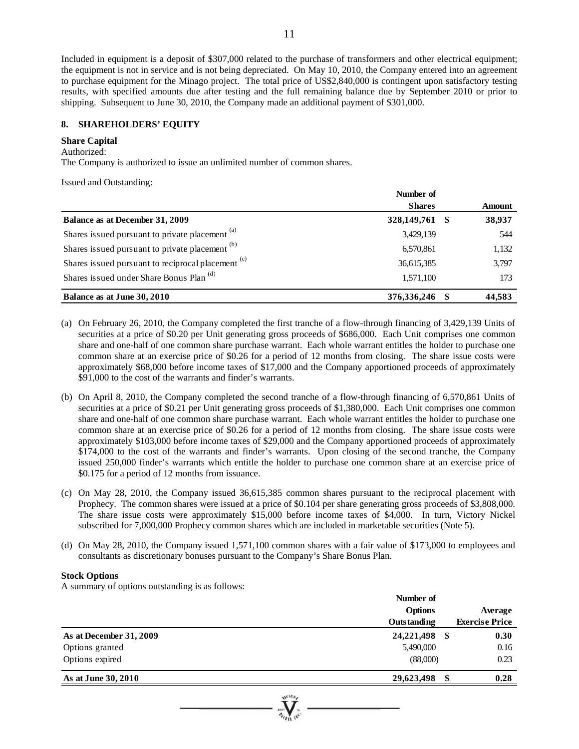Included in equipment is a deposit of $307,000 related to the purchase of transformers and other electrical equipment; the equipment is not in service and is not being depreciated. On May 10, 2010, the Company entered into an agreement to purchase equipment for the Minago project. The total price of US$2,840,000 is contingent upon satisfactory testing results, with specified amounts due after testing and the full remaining balance due by September 2010 or prior to shipping. Subsequent to June 30, 2010, the Company made an additional payment of $301,000.

## 8. SHAREHOLDERS' EQUITY

**Share Capital**

Authorized:

The Company is authorized to issue an unlimited number of common shares.

Issued and Outstanding:

| | Number of Shares | Amount |
|---|---|---|
| **Balance as at December 31, 2009** | **328,149,761** | **$ 38,937** |
| Shares issued pursuant to private placement [(a)] | 3,429,139 | 544 |
| Shares issued pursuant to private placement [(b)] | 6,570,861 | 1,132 |
| Shares issued pursuant to reciprocal placement [(c)] | 36,615,385 | 3,797 |
| Shares issued under Share Bonus Plan [(d)] | 1,571,100 | 173 |
| **Balance as at June 30, 2010** | **376,336,246** | **$ 44,583** |

(a) On February 26, 2010, the Company completed the first tranche of a flow-through financing of 3,429,139 Units of securities at a price of $0.20 per Unit generating gross proceeds of $686,000. Each Unit comprises one common share and one-half of one common share purchase warrant. Each whole warrant entitles the holder to purchase one common share at an exercise price of $0.26 for a period of 12 months from closing. The share issue costs were approximately $68,000 before income taxes of $17,000 and the Company apportioned proceeds of approximately $91,000 to the cost of the warrants and finder's warrants.

(b) On April 8, 2010, the Company completed the second tranche of a flow-through financing of 6,570,861 Units of securities at a price of $0.21 per Unit generating gross proceeds of $1,380,000. Each Unit comprises one common share and one-half of one common share purchase warrant. Each whole warrant entitles the holder to purchase one common share at an exercise price of $0.26 for a period of 12 months from closing. The share issue costs were approximately $103,000 before income taxes of $29,000 and the Company apportioned proceeds of approximately $174,000 to the cost of the warrants and finder's warrants. Upon closing of the second tranche, the Company issued 250,000 finder's warrants which entitle the holder to purchase one common share at an exercise price of $0.175 for a period of 12 months from issuance.

(c) On May 28, 2010, the Company issued 36,615,385 common shares pursuant to the reciprocal placement with Prophecy. The common shares were issued at a price of $0.104 per share generating gross proceeds of $3,808,000. The share issue costs were approximately $15,000 before income taxes of $4,000. In turn, Victory Nickel subscribed for 7,000,000 Prophecy common shares which are included in marketable securities (Note 5).

(d) On May 28, 2010, the Company issued 1,571,100 common shares with a fair value of $173,000 to employees and consultants as discretionary bonuses pursuant to the Company's Share Bonus Plan.

**Stock Options**

A summary of options outstanding is as follows:

| | Number of Options Outstanding | Average Exercise Price |
|---|---|---|
| **As at December 31, 2009** | **24,221,498** | **$ 0.30** |
| Options granted | 5,490,000 | 0.16 |
| Options expired | (88,000) | 0.23 |
| **As at June 30, 2010** | **29,623,498** | **$ 0.28** |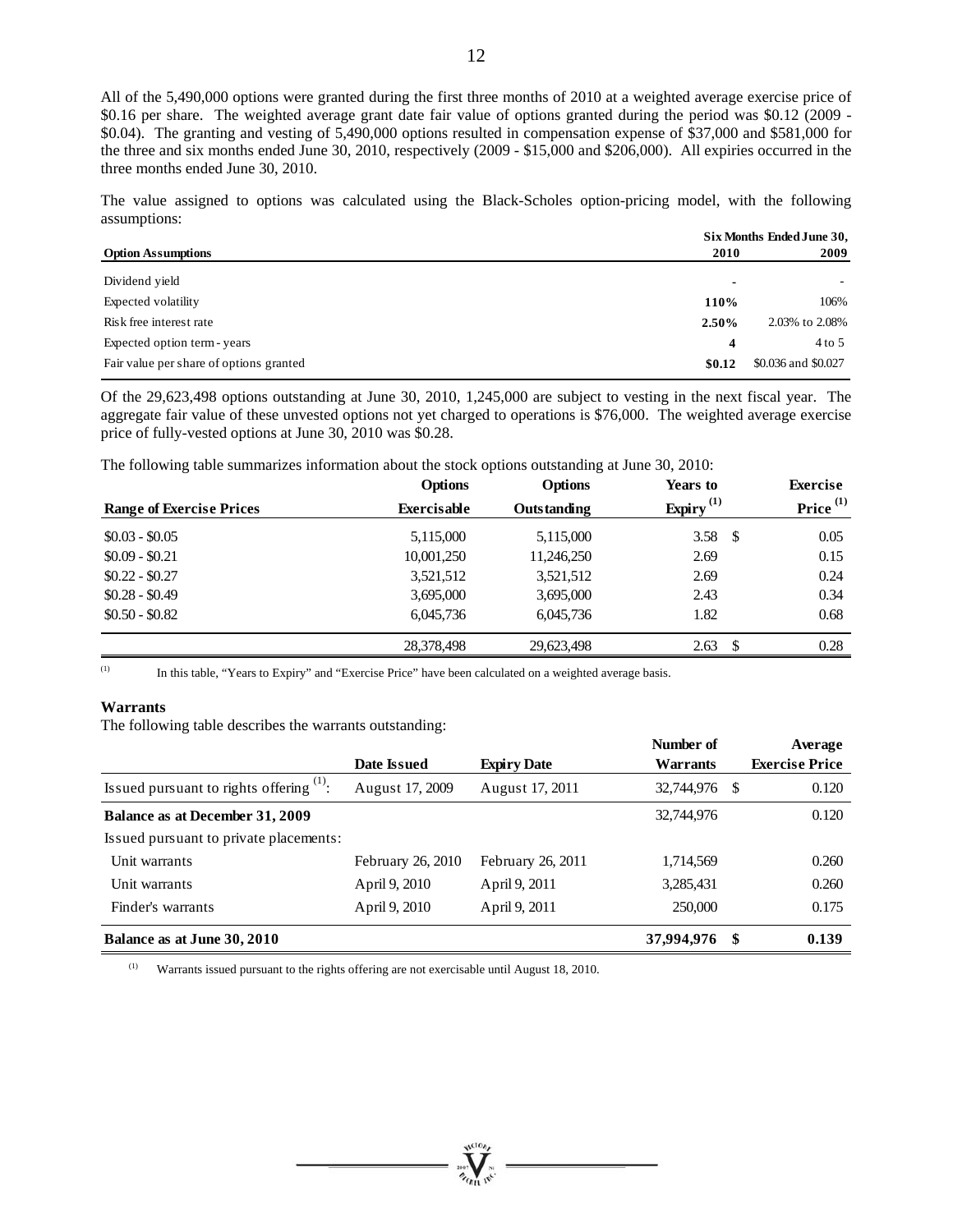All of the 5,490,000 options were granted during the first three months of 2010 at a weighted average exercise price of \$0.16 per share. The weighted average grant date fair value of options granted during the period was \$0.12 (2009 - \$0.04). The granting and vesting of 5,490,000 options resulted in compensation expense of \$37,000 and \$581,000 for the three and six months ended June 30, 2010, respectively (2009 - \$15,000 and \$206,000). All expiries occurred in the three months ended June 30, 2010.

The value assigned to options was calculated using the Black-Scholes option-pricing model, with the following assumptions:

| | Six Months Ended June 30, | |
|---|---|---|
| **Option Assumptions** | **2010** | **2009** |
| Dividend yield | - | - |
| Expected volatility | **110%** | 106% |
| Risk free interest rate | **2.50%** | 2.03% to 2.08% |
| Expected option term - years | **4** | 4 to 5 |
| Fair value per share of options granted | **\$0.12** | \$0.036 and \$0.027 |

Of the 29,623,498 options outstanding at June 30, 2010, 1,245,000 are subject to vesting in the next fiscal year. The aggregate fair value of these unvested options not yet charged to operations is \$76,000. The weighted average exercise price of fully-vested options at June 30, 2010 was \$0.28.

The following table summarizes information about the stock options outstanding at June 30, 2010:

| Range of Exercise Prices | Options Exercisable | Options Outstanding | Years to Expiry [(1)] | Exercise Price [(1)] |
|---|---|---|---|---|
| \$0.03 - \$0.05 | 5,115,000 | 5,115,000 | 3.58 | \$ 0.05 |
| \$0.09 - \$0.21 | 10,001,250 | 11,246,250 | 2.69 | 0.15 |
| \$0.22 - \$0.27 | 3,521,512 | 3,521,512 | 2.69 | 0.24 |
| \$0.28 - \$0.49 | 3,695,000 | 3,695,000 | 2.43 | 0.34 |
| \$0.50 - \$0.82 | 6,045,736 | 6,045,736 | 1.82 | 0.68 |
| | 28,378,498 | 29,623,498 | 2.63 | \$ 0.28 |

(1) In this table, "Years to Expiry" and "Exercise Price" have been calculated on a weighted average basis.

**Warrants**

The following table describes the warrants outstanding:

| | Date Issued | Expiry Date | Number of Warrants | Average Exercise Price |
|---|---|---|---|---|
| Issued pursuant to rights offering [(1)]: | August 17, 2009 | August 17, 2011 | 32,744,976 | \$ 0.120 |
| **Balance as at December 31, 2009** | | | 32,744,976 | 0.120 |
| Issued pursuant to private placements: | | | | |
| Unit warrants | February 26, 2010 | February 26, 2011 | 1,714,569 | 0.260 |
| Unit warrants | April 9, 2010 | April 9, 2011 | 3,285,431 | 0.260 |
| Finder's warrants | April 9, 2010 | April 9, 2011 | 250,000 | 0.175 |
| **Balance as at June 30, 2010** | | | **37,994,976** | **\$ 0.139** |

(1) Warrants issued pursuant to the rights offering are not exercisable until August 18, 2010.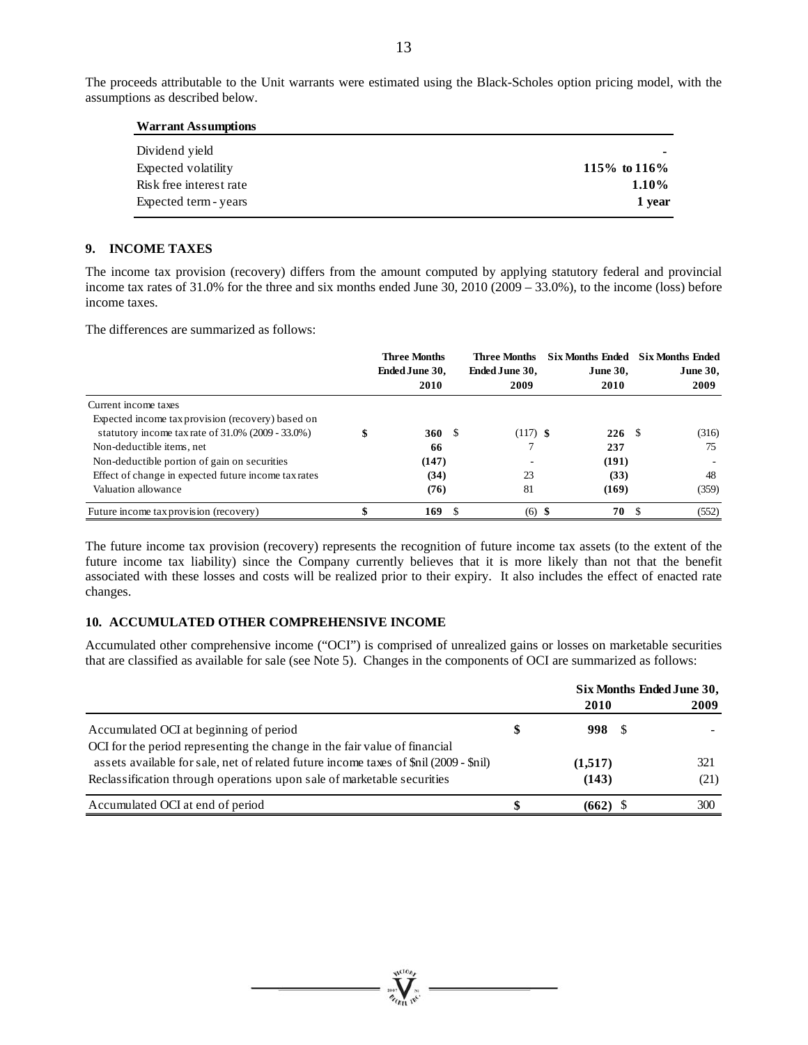The proceeds attributable to the Unit warrants were estimated using the Black-Scholes option pricing model, with the assumptions as described below.

| **Warrant Assumptions** | |
|---|---|
| Dividend yield | **-** |
| Expected volatility | **115% to 116%** |
| Risk free interest rate | **1.10%** |
| Expected term - years | **1 year** |

## 9. INCOME TAXES

The income tax provision (recovery) differs from the amount computed by applying statutory federal and provincial income tax rates of 31.0% for the three and six months ended June 30, 2010 (2009 – 33.0%), to the income (loss) before income taxes.

The differences are summarized as follows:

| | Three Months Ended June 30, 2010 | Three Months Ended June 30, 2009 | Six Months Ended June 30, 2010 | Six Months Ended June 30, 2009 |
|---|---|---|---|---|
| Current income taxes | | | | |
| Expected income tax provision (recovery) based on statutory income tax rate of 31.0% (2009 - 33.0%) | **$ 360** | $ (117) | **$ 226** | $ (316) |
| Non-deductible items, net | **66** | 7 | **237** | 75 |
| Non-deductible portion of gain on securities | **(147)** | - | **(191)** | - |
| Effect of change in expected future income tax rates | **(34)** | 23 | **(33)** | 48 |
| Valuation allowance | **(76)** | 81 | **(169)** | (359) |
| Future income tax provision (recovery) | **$ 169** | $ (6) | **$ 70** | $ (552) |

The future income tax provision (recovery) represents the recognition of future income tax assets (to the extent of the future income tax liability) since the Company currently believes that it is more likely than not that the benefit associated with these losses and costs will be realized prior to their expiry. It also includes the effect of enacted rate changes.

## 10. ACCUMULATED OTHER COMPREHENSIVE INCOME

Accumulated other comprehensive income ("OCI") is comprised of unrealized gains or losses on marketable securities that are classified as available for sale (see Note 5). Changes in the components of OCI are summarized as follows:

| | Six Months Ended June 30, | |
|---|---|---|
| | **2010** | **2009** |
| Accumulated OCI at beginning of period | **$ 998** | $ - |
| OCI for the period representing the change in the fair value of financial assets available for sale, net of related future income taxes of $nil (2009 - $nil) | **(1,517)** | 321 |
| Reclassification through operations upon sale of marketable securities | **(143)** | (21) |
| Accumulated OCI at end of period | **$ (662)** | $ 300 |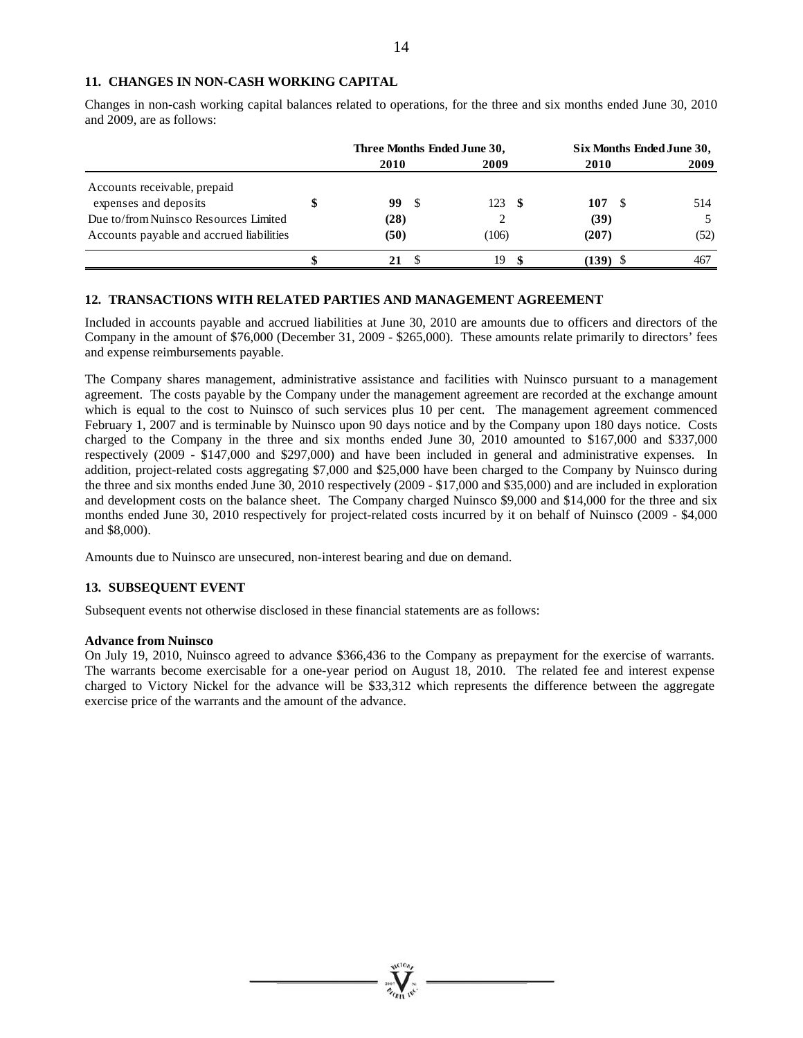## 11. CHANGES IN NON-CASH WORKING CAPITAL

Changes in non-cash working capital balances related to operations, for the three and six months ended June 30, 2010 and 2009, are as follows:

| | Three Months Ended June 30, | | Six Months Ended June 30, | |
|---|---|---|---|---|
| | **2010** | **2009** | **2010** | **2009** |
| Accounts receivable, prepaid expenses and deposits | **$ 99** | $ 123 | **$ 107** | $ 514 |
| Due to/from Nuinsco Resources Limited | **(28)** | 2 | **(39)** | 5 |
| Accounts payable and accrued liabilities | **(50)** | (106) | **(207)** | (52) |
| | **$ 21** | $ 19 | **$ (139)** | $ 467 |

## 12. TRANSACTIONS WITH RELATED PARTIES AND MANAGEMENT AGREEMENT

Included in accounts payable and accrued liabilities at June 30, 2010 are amounts due to officers and directors of the Company in the amount of $76,000 (December 31, 2009 - $265,000). These amounts relate primarily to directors' fees and expense reimbursements payable.

The Company shares management, administrative assistance and facilities with Nuinsco pursuant to a management agreement. The costs payable by the Company under the management agreement are recorded at the exchange amount which is equal to the cost to Nuinsco of such services plus 10 per cent. The management agreement commenced February 1, 2007 and is terminable by Nuinsco upon 90 days notice and by the Company upon 180 days notice. Costs charged to the Company in the three and six months ended June 30, 2010 amounted to $167,000 and $337,000 respectively (2009 - $147,000 and $297,000) and have been included in general and administrative expenses. In addition, project-related costs aggregating $7,000 and $25,000 have been charged to the Company by Nuinsco during the three and six months ended June 30, 2010 respectively (2009 - $17,000 and $35,000) and are included in exploration and development costs on the balance sheet. The Company charged Nuinsco $9,000 and $14,000 for the three and six months ended June 30, 2010 respectively for project-related costs incurred by it on behalf of Nuinsco (2009 - $4,000 and $8,000).

Amounts due to Nuinsco are unsecured, non-interest bearing and due on demand.

## 13. SUBSEQUENT EVENT

Subsequent events not otherwise disclosed in these financial statements are as follows:

**Advance from Nuinsco**

On July 19, 2010, Nuinsco agreed to advance $366,436 to the Company as prepayment for the exercise of warrants. The warrants become exercisable for a one-year period on August 18, 2010. The related fee and interest expense charged to Victory Nickel for the advance will be $33,312 which represents the difference between the aggregate exercise price of the warrants and the amount of the advance.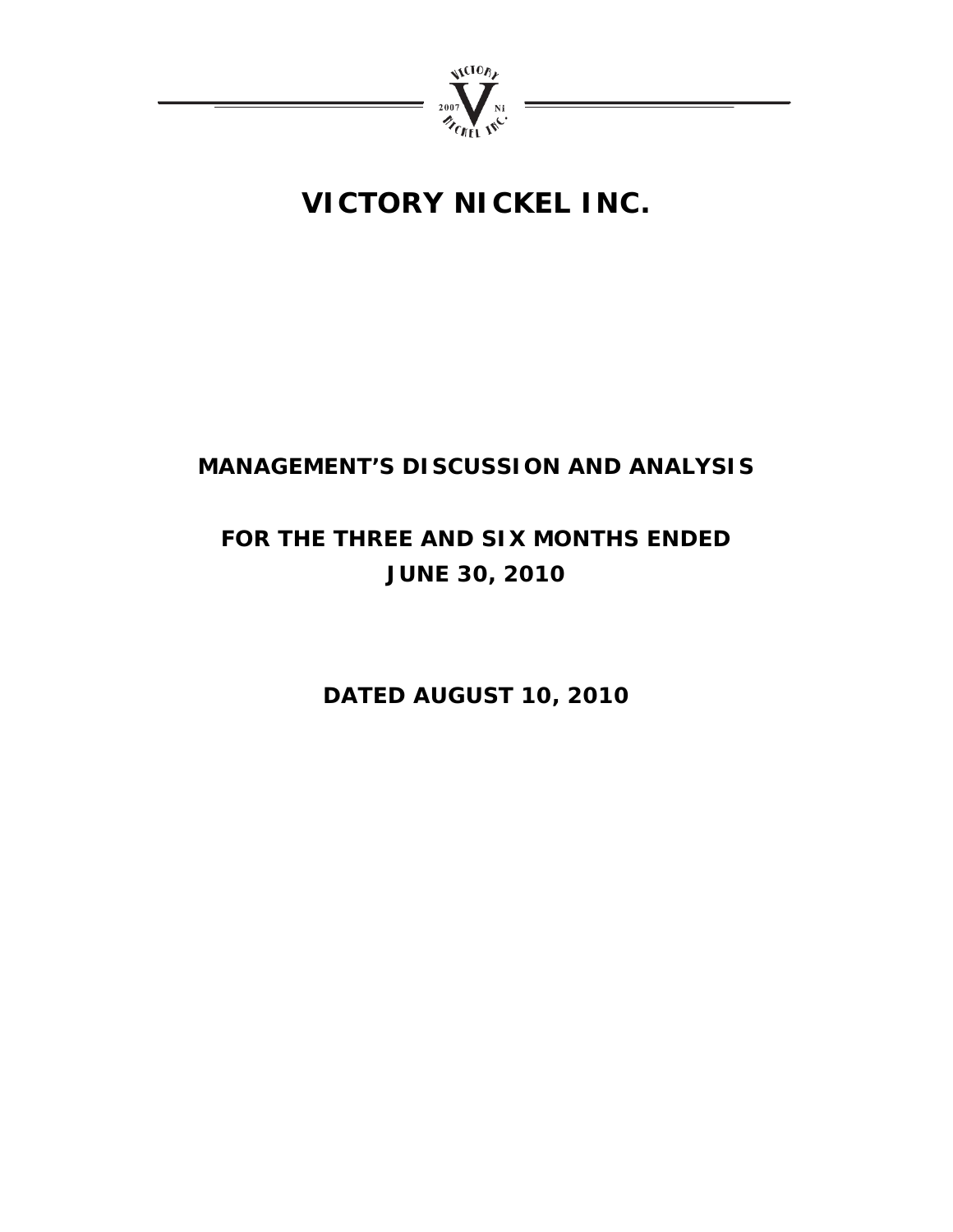# VICTORY NICKEL INC.

## MANAGEMENT'S DISCUSSION AND ANALYSIS

## FOR THE THREE AND SIX MONTHS ENDED JUNE 30, 2010

## DATED AUGUST 10, 2010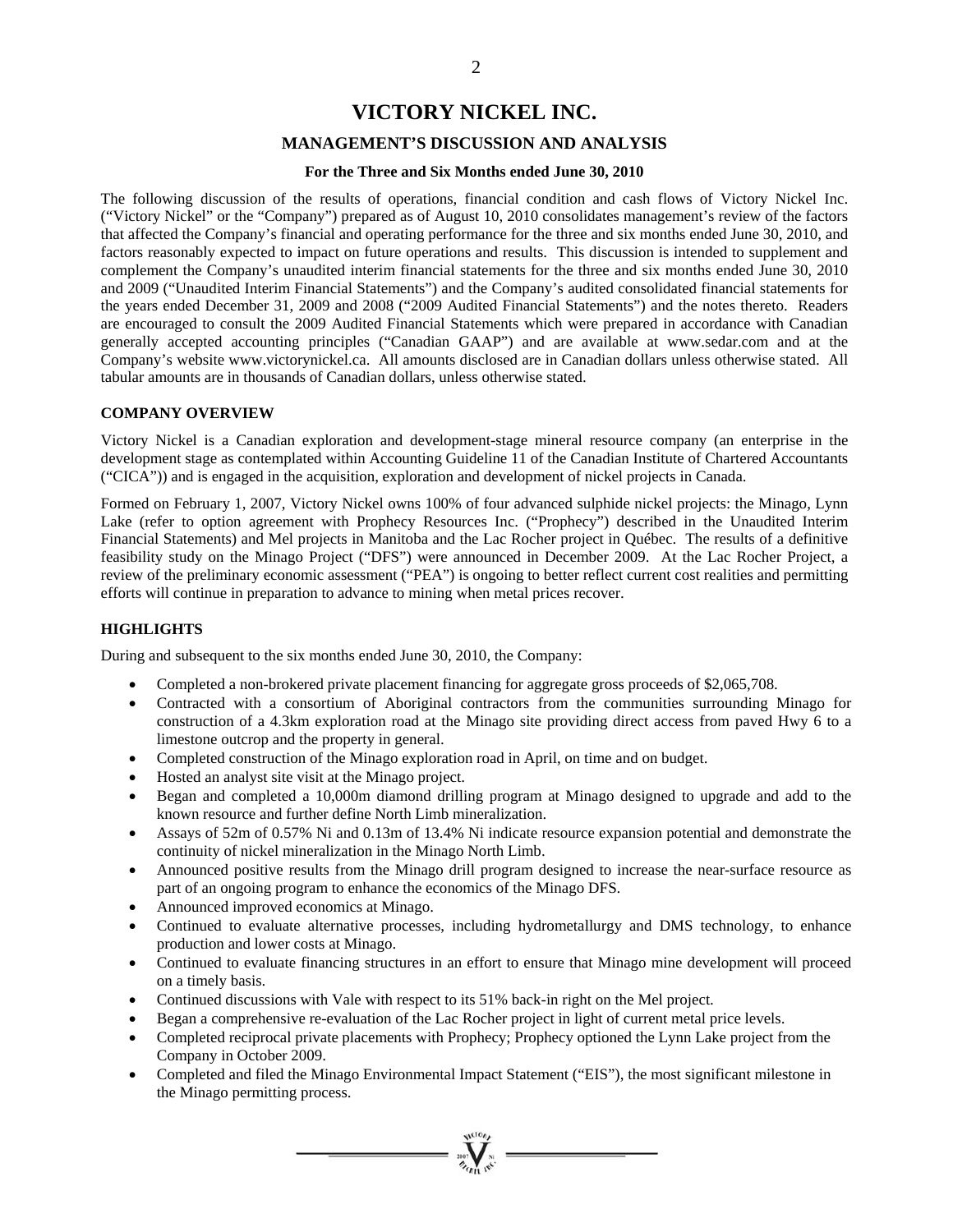# VICTORY NICKEL INC.

## MANAGEMENT'S DISCUSSION AND ANALYSIS

### For the Three and Six Months ended June 30, 2010

The following discussion of the results of operations, financial condition and cash flows of Victory Nickel Inc. ("Victory Nickel" or the "Company") prepared as of August 10, 2010 consolidates management's review of the factors that affected the Company's financial and operating performance for the three and six months ended June 30, 2010, and factors reasonably expected to impact on future operations and results. This discussion is intended to supplement and complement the Company's unaudited interim financial statements for the three and six months ended June 30, 2010 and 2009 ("Unaudited Interim Financial Statements") and the Company's audited consolidated financial statements for the years ended December 31, 2009 and 2008 ("2009 Audited Financial Statements") and the notes thereto. Readers are encouraged to consult the 2009 Audited Financial Statements which were prepared in accordance with Canadian generally accepted accounting principles ("Canadian GAAP") and are available at www.sedar.com and at the Company's website www.victorynickel.ca. All amounts disclosed are in Canadian dollars unless otherwise stated. All tabular amounts are in thousands of Canadian dollars, unless otherwise stated.

**COMPANY OVERVIEW**

Victory Nickel is a Canadian exploration and development-stage mineral resource company (an enterprise in the development stage as contemplated within Accounting Guideline 11 of the Canadian Institute of Chartered Accountants ("CICA")) and is engaged in the acquisition, exploration and development of nickel projects in Canada.

Formed on February 1, 2007, Victory Nickel owns 100% of four advanced sulphide nickel projects: the Minago, Lynn Lake (refer to option agreement with Prophecy Resources Inc. ("Prophecy") described in the Unaudited Interim Financial Statements) and Mel projects in Manitoba and the Lac Rocher project in Québec. The results of a definitive feasibility study on the Minago Project ("DFS") were announced in December 2009. At the Lac Rocher Project, a review of the preliminary economic assessment ("PEA") is ongoing to better reflect current cost realities and permitting efforts will continue in preparation to advance to mining when metal prices recover.

**HIGHLIGHTS**

During and subsequent to the six months ended June 30, 2010, the Company:

- Completed a non-brokered private placement financing for aggregate gross proceeds of $2,065,708.
- Contracted with a consortium of Aboriginal contractors from the communities surrounding Minago for construction of a 4.3km exploration road at the Minago site providing direct access from paved Hwy 6 to a limestone outcrop and the property in general.
- Completed construction of the Minago exploration road in April, on time and on budget.
- Hosted an analyst site visit at the Minago project.
- Began and completed a 10,000m diamond drilling program at Minago designed to upgrade and add to the known resource and further define North Limb mineralization.
- Assays of 52m of 0.57% Ni and 0.13m of 13.4% Ni indicate resource expansion potential and demonstrate the continuity of nickel mineralization in the Minago North Limb.
- Announced positive results from the Minago drill program designed to increase the near-surface resource as part of an ongoing program to enhance the economics of the Minago DFS.
- Announced improved economics at Minago.
- Continued to evaluate alternative processes, including hydrometallurgy and DMS technology, to enhance production and lower costs at Minago.
- Continued to evaluate financing structures in an effort to ensure that Minago mine development will proceed on a timely basis.
- Continued discussions with Vale with respect to its 51% back-in right on the Mel project.
- Began a comprehensive re-evaluation of the Lac Rocher project in light of current metal price levels.
- Completed reciprocal private placements with Prophecy; Prophecy optioned the Lynn Lake project from the Company in October 2009.
- Completed and filed the Minago Environmental Impact Statement ("EIS"), the most significant milestone in the Minago permitting process.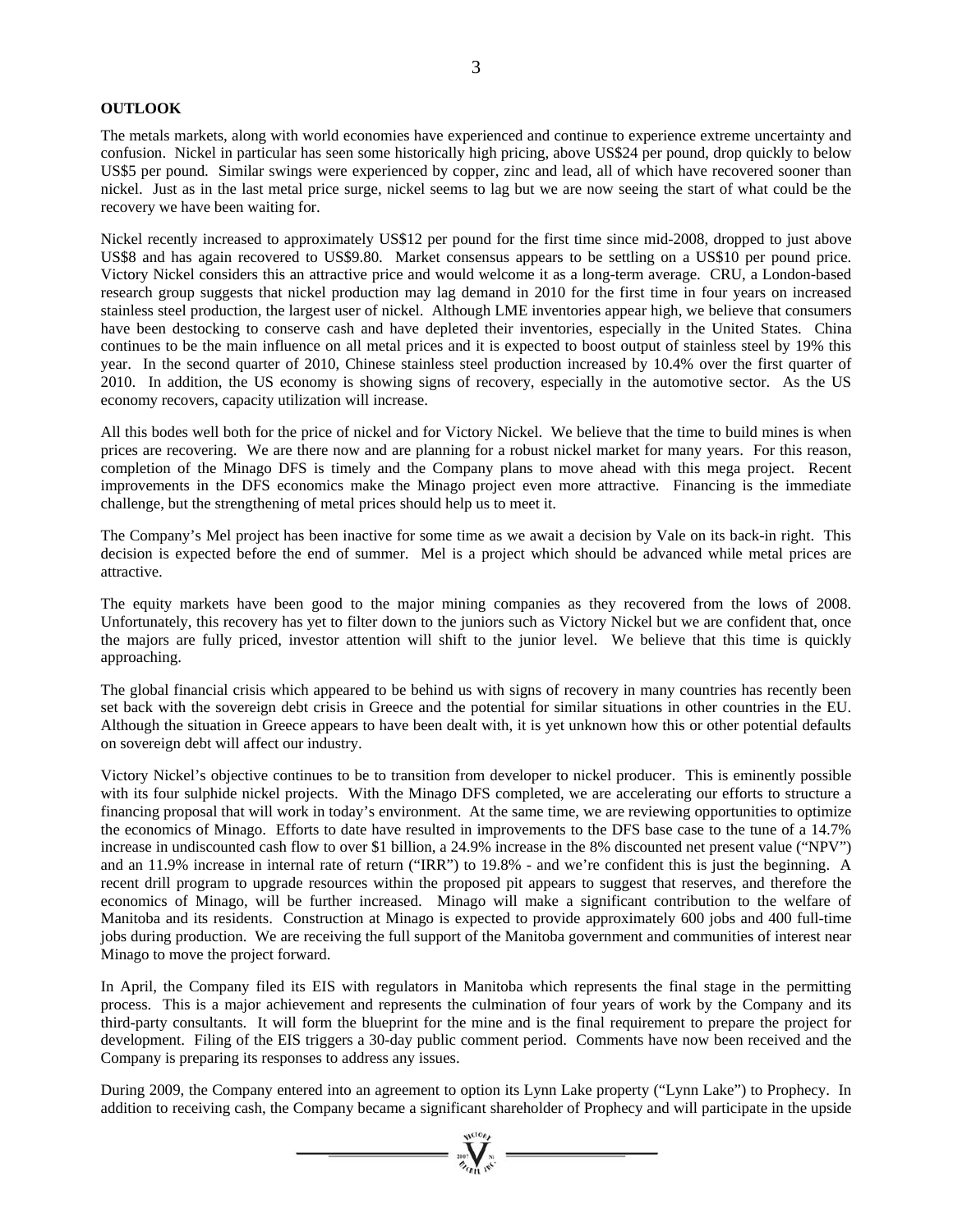## OUTLOOK

The metals markets, along with world economies have experienced and continue to experience extreme uncertainty and confusion. Nickel in particular has seen some historically high pricing, above US$24 per pound, drop quickly to below US$5 per pound. Similar swings were experienced by copper, zinc and lead, all of which have recovered sooner than nickel. Just as in the last metal price surge, nickel seems to lag but we are now seeing the start of what could be the recovery we have been waiting for.

Nickel recently increased to approximately US$12 per pound for the first time since mid-2008, dropped to just above US$8 and has again recovered to US$9.80. Market consensus appears to be settling on a US$10 per pound price. Victory Nickel considers this an attractive price and would welcome it as a long-term average. CRU, a London-based research group suggests that nickel production may lag demand in 2010 for the first time in four years on increased stainless steel production, the largest user of nickel. Although LME inventories appear high, we believe that consumers have been destocking to conserve cash and have depleted their inventories, especially in the United States. China continues to be the main influence on all metal prices and it is expected to boost output of stainless steel by 19% this year. In the second quarter of 2010, Chinese stainless steel production increased by 10.4% over the first quarter of 2010. In addition, the US economy is showing signs of recovery, especially in the automotive sector. As the US economy recovers, capacity utilization will increase.

All this bodes well both for the price of nickel and for Victory Nickel. We believe that the time to build mines is when prices are recovering. We are there now and are planning for a robust nickel market for many years. For this reason, completion of the Minago DFS is timely and the Company plans to move ahead with this mega project. Recent improvements in the DFS economics make the Minago project even more attractive. Financing is the immediate challenge, but the strengthening of metal prices should help us to meet it.

The Company's Mel project has been inactive for some time as we await a decision by Vale on its back-in right. This decision is expected before the end of summer. Mel is a project which should be advanced while metal prices are attractive.

The equity markets have been good to the major mining companies as they recovered from the lows of 2008. Unfortunately, this recovery has yet to filter down to the juniors such as Victory Nickel but we are confident that, once the majors are fully priced, investor attention will shift to the junior level. We believe that this time is quickly approaching.

The global financial crisis which appeared to be behind us with signs of recovery in many countries has recently been set back with the sovereign debt crisis in Greece and the potential for similar situations in other countries in the EU. Although the situation in Greece appears to have been dealt with, it is yet unknown how this or other potential defaults on sovereign debt will affect our industry.

Victory Nickel's objective continues to be to transition from developer to nickel producer. This is eminently possible with its four sulphide nickel projects. With the Minago DFS completed, we are accelerating our efforts to structure a financing proposal that will work in today's environment. At the same time, we are reviewing opportunities to optimize the economics of Minago. Efforts to date have resulted in improvements to the DFS base case to the tune of a 14.7% increase in undiscounted cash flow to over $1 billion, a 24.9% increase in the 8% discounted net present value ("NPV") and an 11.9% increase in internal rate of return ("IRR") to 19.8% - and we're confident this is just the beginning. A recent drill program to upgrade resources within the proposed pit appears to suggest that reserves, and therefore the economics of Minago, will be further increased. Minago will make a significant contribution to the welfare of Manitoba and its residents. Construction at Minago is expected to provide approximately 600 jobs and 400 full-time jobs during production. We are receiving the full support of the Manitoba government and communities of interest near Minago to move the project forward.

In April, the Company filed its EIS with regulators in Manitoba which represents the final stage in the permitting process. This is a major achievement and represents the culmination of four years of work by the Company and its third-party consultants. It will form the blueprint for the mine and is the final requirement to prepare the project for development. Filing of the EIS triggers a 30-day public comment period. Comments have now been received and the Company is preparing its responses to address any issues.

During 2009, the Company entered into an agreement to option its Lynn Lake property ("Lynn Lake") to Prophecy. In addition to receiving cash, the Company became a significant shareholder of Prophecy and will participate in the upside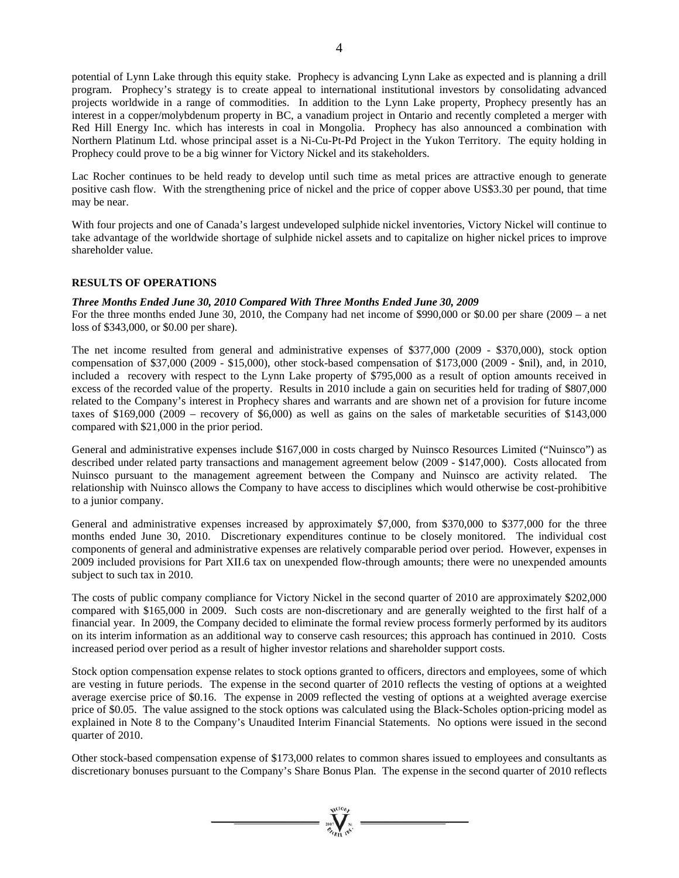potential of Lynn Lake through this equity stake. Prophecy is advancing Lynn Lake as expected and is planning a drill program. Prophecy's strategy is to create appeal to international institutional investors by consolidating advanced projects worldwide in a range of commodities. In addition to the Lynn Lake property, Prophecy presently has an interest in a copper/molybdenum property in BC, a vanadium project in Ontario and recently completed a merger with Red Hill Energy Inc. which has interests in coal in Mongolia. Prophecy has also announced a combination with Northern Platinum Ltd. whose principal asset is a Ni-Cu-Pt-Pd Project in the Yukon Territory. The equity holding in Prophecy could prove to be a big winner for Victory Nickel and its stakeholders.

Lac Rocher continues to be held ready to develop until such time as metal prices are attractive enough to generate positive cash flow. With the strengthening price of nickel and the price of copper above US$3.30 per pound, that time may be near.

With four projects and one of Canada's largest undeveloped sulphide nickel inventories, Victory Nickel will continue to take advantage of the worldwide shortage of sulphide nickel assets and to capitalize on higher nickel prices to improve shareholder value.

## RESULTS OF OPERATIONS

### *Three Months Ended June 30, 2010 Compared With Three Months Ended June 30, 2009*

For the three months ended June 30, 2010, the Company had net income of $990,000 or $0.00 per share (2009 – a net loss of $343,000, or $0.00 per share).

The net income resulted from general and administrative expenses of $377,000 (2009 - $370,000), stock option compensation of $37,000 (2009 - $15,000), other stock-based compensation of $173,000 (2009 - $nil), and, in 2010, included a recovery with respect to the Lynn Lake property of $795,000 as a result of option amounts received in excess of the recorded value of the property. Results in 2010 include a gain on securities held for trading of $807,000 related to the Company's interest in Prophecy shares and warrants and are shown net of a provision for future income taxes of $169,000 (2009 – recovery of $6,000) as well as gains on the sales of marketable securities of $143,000 compared with $21,000 in the prior period.

General and administrative expenses include $167,000 in costs charged by Nuinsco Resources Limited ("Nuinsco") as described under related party transactions and management agreement below (2009 - $147,000). Costs allocated from Nuinsco pursuant to the management agreement between the Company and Nuinsco are activity related. The relationship with Nuinsco allows the Company to have access to disciplines which would otherwise be cost-prohibitive to a junior company.

General and administrative expenses increased by approximately $7,000, from $370,000 to $377,000 for the three months ended June 30, 2010. Discretionary expenditures continue to be closely monitored. The individual cost components of general and administrative expenses are relatively comparable period over period. However, expenses in 2009 included provisions for Part XII.6 tax on unexpended flow-through amounts; there were no unexpended amounts subject to such tax in 2010.

The costs of public company compliance for Victory Nickel in the second quarter of 2010 are approximately $202,000 compared with $165,000 in 2009. Such costs are non-discretionary and are generally weighted to the first half of a financial year. In 2009, the Company decided to eliminate the formal review process formerly performed by its auditors on its interim information as an additional way to conserve cash resources; this approach has continued in 2010. Costs increased period over period as a result of higher investor relations and shareholder support costs.

Stock option compensation expense relates to stock options granted to officers, directors and employees, some of which are vesting in future periods. The expense in the second quarter of 2010 reflects the vesting of options at a weighted average exercise price of $0.16. The expense in 2009 reflected the vesting of options at a weighted average exercise price of $0.05. The value assigned to the stock options was calculated using the Black-Scholes option-pricing model as explained in Note 8 to the Company's Unaudited Interim Financial Statements. No options were issued in the second quarter of 2010.

Other stock-based compensation expense of $173,000 relates to common shares issued to employees and consultants as discretionary bonuses pursuant to the Company's Share Bonus Plan. The expense in the second quarter of 2010 reflects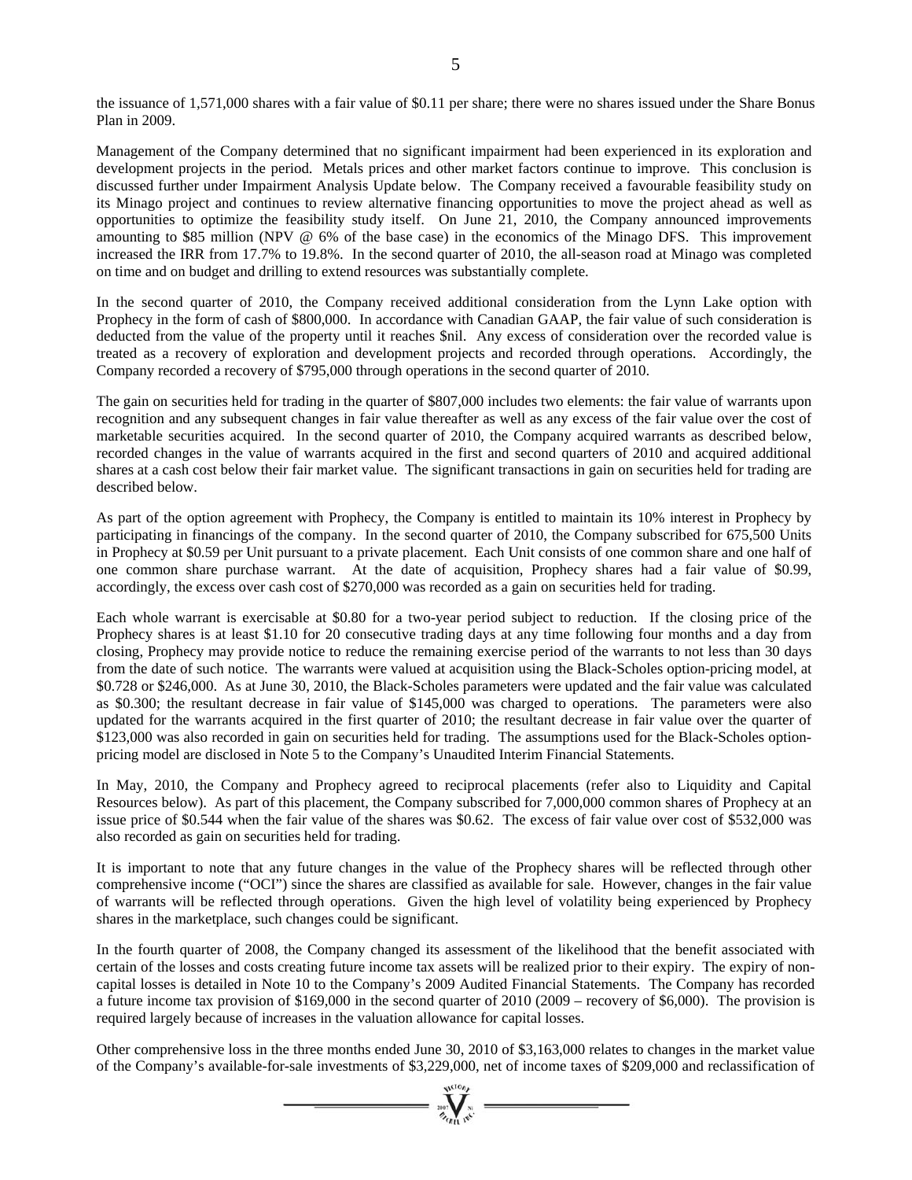the issuance of 1,571,000 shares with a fair value of $0.11 per share; there were no shares issued under the Share Bonus Plan in 2009.

Management of the Company determined that no significant impairment had been experienced in its exploration and development projects in the period. Metals prices and other market factors continue to improve. This conclusion is discussed further under Impairment Analysis Update below. The Company received a favourable feasibility study on its Minago project and continues to review alternative financing opportunities to move the project ahead as well as opportunities to optimize the feasibility study itself. On June 21, 2010, the Company announced improvements amounting to $85 million (NPV @ 6% of the base case) in the economics of the Minago DFS. This improvement increased the IRR from 17.7% to 19.8%. In the second quarter of 2010, the all-season road at Minago was completed on time and on budget and drilling to extend resources was substantially complete.

In the second quarter of 2010, the Company received additional consideration from the Lynn Lake option with Prophecy in the form of cash of $800,000. In accordance with Canadian GAAP, the fair value of such consideration is deducted from the value of the property until it reaches $nil. Any excess of consideration over the recorded value is treated as a recovery of exploration and development projects and recorded through operations. Accordingly, the Company recorded a recovery of $795,000 through operations in the second quarter of 2010.

The gain on securities held for trading in the quarter of $807,000 includes two elements: the fair value of warrants upon recognition and any subsequent changes in fair value thereafter as well as any excess of the fair value over the cost of marketable securities acquired. In the second quarter of 2010, the Company acquired warrants as described below, recorded changes in the value of warrants acquired in the first and second quarters of 2010 and acquired additional shares at a cash cost below their fair market value. The significant transactions in gain on securities held for trading are described below.

As part of the option agreement with Prophecy, the Company is entitled to maintain its 10% interest in Prophecy by participating in financings of the company. In the second quarter of 2010, the Company subscribed for 675,500 Units in Prophecy at $0.59 per Unit pursuant to a private placement. Each Unit consists of one common share and one half of one common share purchase warrant. At the date of acquisition, Prophecy shares had a fair value of $0.99, accordingly, the excess over cash cost of $270,000 was recorded as a gain on securities held for trading.

Each whole warrant is exercisable at $0.80 for a two-year period subject to reduction. If the closing price of the Prophecy shares is at least $1.10 for 20 consecutive trading days at any time following four months and a day from closing, Prophecy may provide notice to reduce the remaining exercise period of the warrants to not less than 30 days from the date of such notice. The warrants were valued at acquisition using the Black-Scholes option-pricing model, at $0.728 or $246,000. As at June 30, 2010, the Black-Scholes parameters were updated and the fair value was calculated as $0.300; the resultant decrease in fair value of $145,000 was charged to operations. The parameters were also updated for the warrants acquired in the first quarter of 2010; the resultant decrease in fair value over the quarter of $123,000 was also recorded in gain on securities held for trading. The assumptions used for the Black-Scholes option-pricing model are disclosed in Note 5 to the Company's Unaudited Interim Financial Statements.

In May, 2010, the Company and Prophecy agreed to reciprocal placements (refer also to Liquidity and Capital Resources below). As part of this placement, the Company subscribed for 7,000,000 common shares of Prophecy at an issue price of $0.544 when the fair value of the shares was $0.62. The excess of fair value over cost of $532,000 was also recorded as gain on securities held for trading.

It is important to note that any future changes in the value of the Prophecy shares will be reflected through other comprehensive income ("OCI") since the shares are classified as available for sale. However, changes in the fair value of warrants will be reflected through operations. Given the high level of volatility being experienced by Prophecy shares in the marketplace, such changes could be significant.

In the fourth quarter of 2008, the Company changed its assessment of the likelihood that the benefit associated with certain of the losses and costs creating future income tax assets will be realized prior to their expiry. The expiry of non-capital losses is detailed in Note 10 to the Company's 2009 Audited Financial Statements. The Company has recorded a future income tax provision of $169,000 in the second quarter of 2010 (2009 – recovery of $6,000). The provision is required largely because of increases in the valuation allowance for capital losses.

Other comprehensive loss in the three months ended June 30, 2010 of $3,163,000 relates to changes in the market value of the Company's available-for-sale investments of $3,229,000, net of income taxes of $209,000 and reclassification of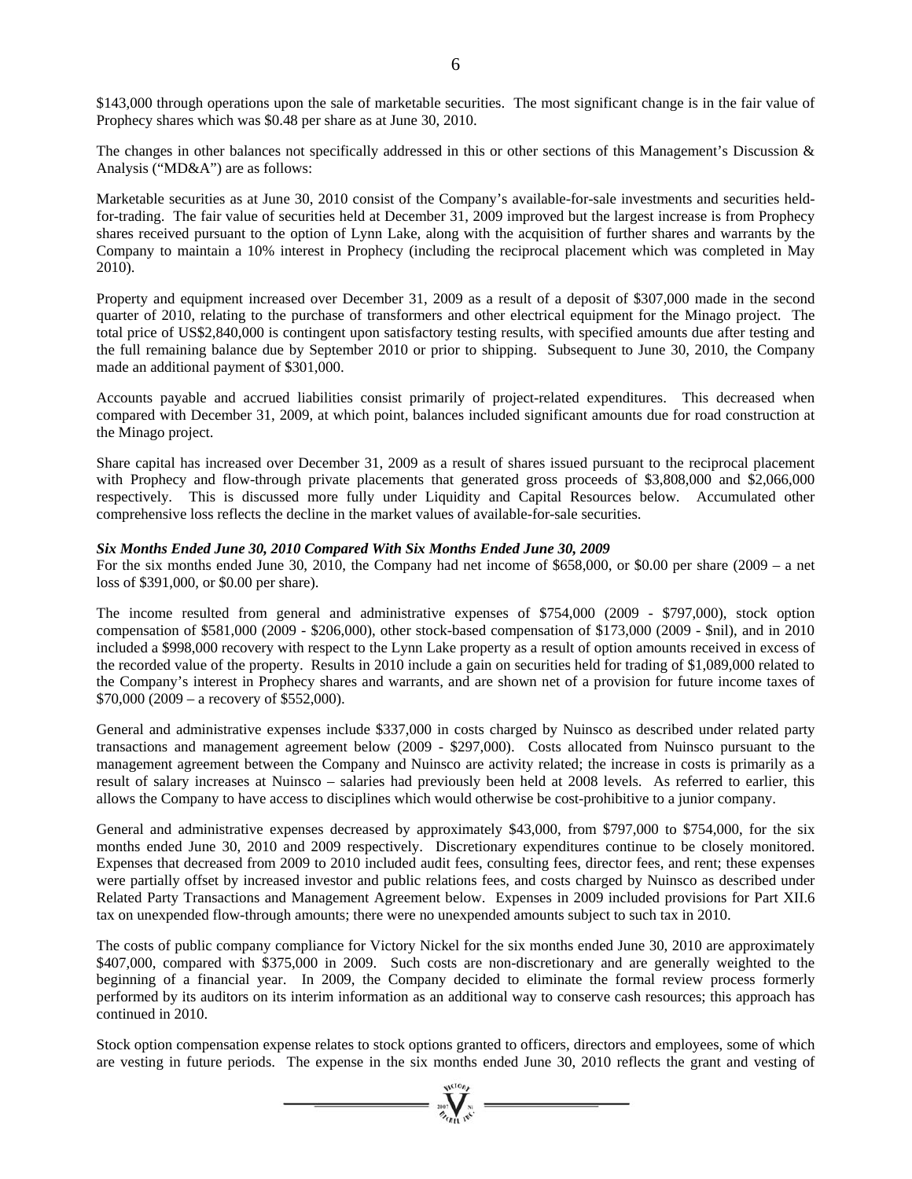\$143,000 through operations upon the sale of marketable securities. The most significant change is in the fair value of Prophecy shares which was \$0.48 per share as at June 30, 2010.

The changes in other balances not specifically addressed in this or other sections of this Management's Discussion & Analysis ("MD&A") are as follows:

Marketable securities as at June 30, 2010 consist of the Company's available-for-sale investments and securities held-for-trading. The fair value of securities held at December 31, 2009 improved but the largest increase is from Prophecy shares received pursuant to the option of Lynn Lake, along with the acquisition of further shares and warrants by the Company to maintain a 10% interest in Prophecy (including the reciprocal placement which was completed in May 2010).

Property and equipment increased over December 31, 2009 as a result of a deposit of \$307,000 made in the second quarter of 2010, relating to the purchase of transformers and other electrical equipment for the Minago project. The total price of US\$2,840,000 is contingent upon satisfactory testing results, with specified amounts due after testing and the full remaining balance due by September 2010 or prior to shipping. Subsequent to June 30, 2010, the Company made an additional payment of \$301,000.

Accounts payable and accrued liabilities consist primarily of project-related expenditures. This decreased when compared with December 31, 2009, at which point, balances included significant amounts due for road construction at the Minago project.

Share capital has increased over December 31, 2009 as a result of shares issued pursuant to the reciprocal placement with Prophecy and flow-through private placements that generated gross proceeds of \$3,808,000 and \$2,066,000 respectively. This is discussed more fully under Liquidity and Capital Resources below. Accumulated other comprehensive loss reflects the decline in the market values of available-for-sale securities.

***Six Months Ended June 30, 2010 Compared With Six Months Ended June 30, 2009***

For the six months ended June 30, 2010, the Company had net income of \$658,000, or \$0.00 per share (2009 – a net loss of \$391,000, or \$0.00 per share).

The income resulted from general and administrative expenses of \$754,000 (2009 - \$797,000), stock option compensation of \$581,000 (2009 - \$206,000), other stock-based compensation of \$173,000 (2009 - \$nil), and in 2010 included a \$998,000 recovery with respect to the Lynn Lake property as a result of option amounts received in excess of the recorded value of the property. Results in 2010 include a gain on securities held for trading of \$1,089,000 related to the Company's interest in Prophecy shares and warrants, and are shown net of a provision for future income taxes of \$70,000 (2009 – a recovery of \$552,000).

General and administrative expenses include \$337,000 in costs charged by Nuinsco as described under related party transactions and management agreement below (2009 - \$297,000). Costs allocated from Nuinsco pursuant to the management agreement between the Company and Nuinsco are activity related; the increase in costs is primarily as a result of salary increases at Nuinsco – salaries had previously been held at 2008 levels. As referred to earlier, this allows the Company to have access to disciplines which would otherwise be cost-prohibitive to a junior company.

General and administrative expenses decreased by approximately \$43,000, from \$797,000 to \$754,000, for the six months ended June 30, 2010 and 2009 respectively. Discretionary expenditures continue to be closely monitored. Expenses that decreased from 2009 to 2010 included audit fees, consulting fees, director fees, and rent; these expenses were partially offset by increased investor and public relations fees, and costs charged by Nuinsco as described under Related Party Transactions and Management Agreement below. Expenses in 2009 included provisions for Part XII.6 tax on unexpended flow-through amounts; there were no unexpended amounts subject to such tax in 2010.

The costs of public company compliance for Victory Nickel for the six months ended June 30, 2010 are approximately \$407,000, compared with \$375,000 in 2009. Such costs are non-discretionary and are generally weighted to the beginning of a financial year. In 2009, the Company decided to eliminate the formal review process formerly performed by its auditors on its interim information as an additional way to conserve cash resources; this approach has continued in 2010.

Stock option compensation expense relates to stock options granted to officers, directors and employees, some of which are vesting in future periods. The expense in the six months ended June 30, 2010 reflects the grant and vesting of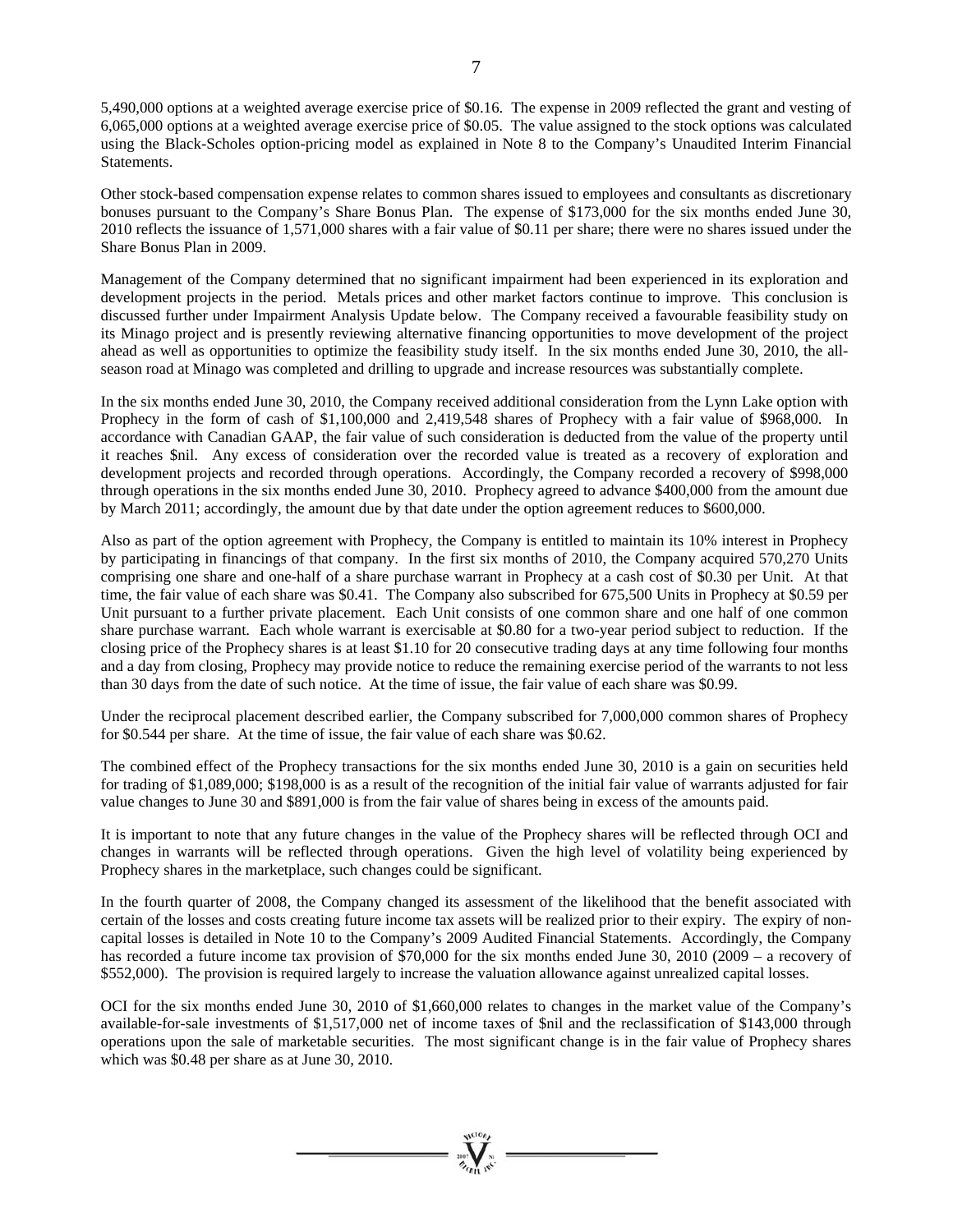5,490,000 options at a weighted average exercise price of $0.16. The expense in 2009 reflected the grant and vesting of 6,065,000 options at a weighted average exercise price of $0.05. The value assigned to the stock options was calculated using the Black-Scholes option-pricing model as explained in Note 8 to the Company's Unaudited Interim Financial Statements.

Other stock-based compensation expense relates to common shares issued to employees and consultants as discretionary bonuses pursuant to the Company's Share Bonus Plan. The expense of $173,000 for the six months ended June 30, 2010 reflects the issuance of 1,571,000 shares with a fair value of $0.11 per share; there were no shares issued under the Share Bonus Plan in 2009.

Management of the Company determined that no significant impairment had been experienced in its exploration and development projects in the period. Metals prices and other market factors continue to improve. This conclusion is discussed further under Impairment Analysis Update below. The Company received a favourable feasibility study on its Minago project and is presently reviewing alternative financing opportunities to move development of the project ahead as well as opportunities to optimize the feasibility study itself. In the six months ended June 30, 2010, the all-season road at Minago was completed and drilling to upgrade and increase resources was substantially complete.

In the six months ended June 30, 2010, the Company received additional consideration from the Lynn Lake option with Prophecy in the form of cash of $1,100,000 and 2,419,548 shares of Prophecy with a fair value of $968,000. In accordance with Canadian GAAP, the fair value of such consideration is deducted from the value of the property until it reaches $nil. Any excess of consideration over the recorded value is treated as a recovery of exploration and development projects and recorded through operations. Accordingly, the Company recorded a recovery of $998,000 through operations in the six months ended June 30, 2010. Prophecy agreed to advance $400,000 from the amount due by March 2011; accordingly, the amount due by that date under the option agreement reduces to $600,000.

Also as part of the option agreement with Prophecy, the Company is entitled to maintain its 10% interest in Prophecy by participating in financings of that company. In the first six months of 2010, the Company acquired 570,270 Units comprising one share and one-half of a share purchase warrant in Prophecy at a cash cost of $0.30 per Unit. At that time, the fair value of each share was $0.41. The Company also subscribed for 675,500 Units in Prophecy at $0.59 per Unit pursuant to a further private placement. Each Unit consists of one common share and one half of one common share purchase warrant. Each whole warrant is exercisable at $0.80 for a two-year period subject to reduction. If the closing price of the Prophecy shares is at least $1.10 for 20 consecutive trading days at any time following four months and a day from closing, Prophecy may provide notice to reduce the remaining exercise period of the warrants to not less than 30 days from the date of such notice. At the time of issue, the fair value of each share was $0.99.

Under the reciprocal placement described earlier, the Company subscribed for 7,000,000 common shares of Prophecy for $0.544 per share. At the time of issue, the fair value of each share was $0.62.

The combined effect of the Prophecy transactions for the six months ended June 30, 2010 is a gain on securities held for trading of $1,089,000; $198,000 is as a result of the recognition of the initial fair value of warrants adjusted for fair value changes to June 30 and $891,000 is from the fair value of shares being in excess of the amounts paid.

It is important to note that any future changes in the value of the Prophecy shares will be reflected through OCI and changes in warrants will be reflected through operations. Given the high level of volatility being experienced by Prophecy shares in the marketplace, such changes could be significant.

In the fourth quarter of 2008, the Company changed its assessment of the likelihood that the benefit associated with certain of the losses and costs creating future income tax assets will be realized prior to their expiry. The expiry of non-capital losses is detailed in Note 10 to the Company's 2009 Audited Financial Statements. Accordingly, the Company has recorded a future income tax provision of $70,000 for the six months ended June 30, 2010 (2009 – a recovery of $552,000). The provision is required largely to increase the valuation allowance against unrealized capital losses.

OCI for the six months ended June 30, 2010 of $1,660,000 relates to changes in the market value of the Company's available-for-sale investments of $1,517,000 net of income taxes of $nil and the reclassification of $143,000 through operations upon the sale of marketable securities. The most significant change is in the fair value of Prophecy shares which was $0.48 per share as at June 30, 2010.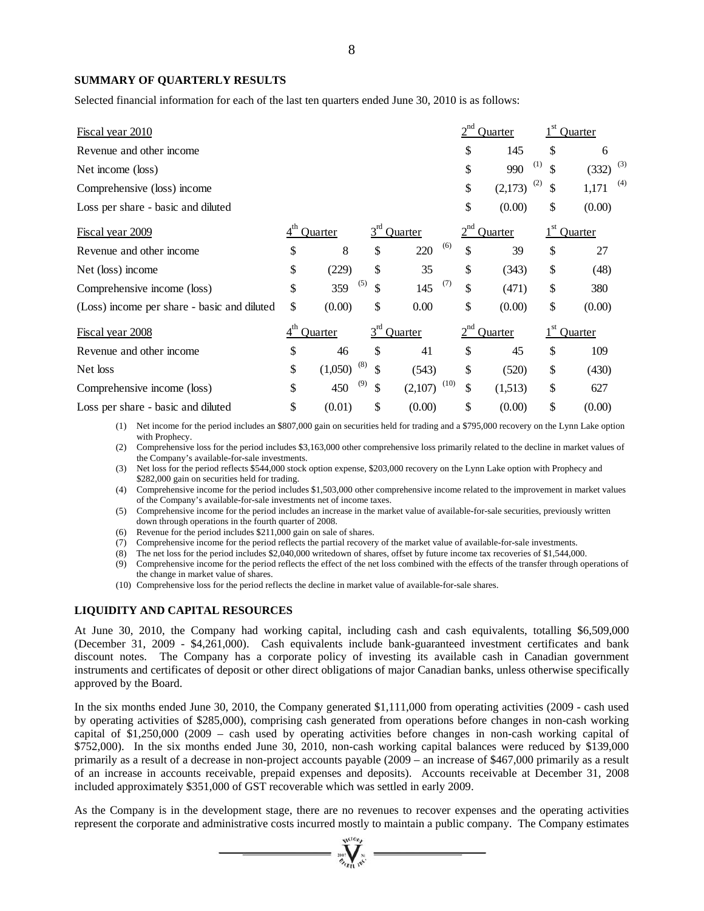**SUMMARY OF QUARTERLY RESULTS**

Selected financial information for each of the last ten quarters ended June 30, 2010 is as follows:

| Fiscal year 2010 | | | 2nd Quarter | 1st Quarter |
|---|---|---|---|---|
| Revenue and other income | | | $ 145 | $ 6 |
| Net income (loss) | | | $ 990 (1) | $ (332) (3) |
| Comprehensive (loss) income | | | $ (2,173) (2) | $ 1,171 (4) |
| Loss per share - basic and diluted | | | $ (0.00) | $ (0.00) |
| **Fiscal year 2009** | **4th Quarter** | **3rd Quarter** | **2nd Quarter** | **1st Quarter** |
| Revenue and other income | $ 8 | $ 220 (6) | $ 39 | $ 27 |
| Net (loss) income | $ (229) | $ 35 | $ (343) | $ (48) |
| Comprehensive income (loss) | $ 359 (5) | $ 145 (7) | $ (471) | $ 380 |
| (Loss) income per share - basic and diluted | $ (0.00) | $ 0.00 | $ (0.00) | $ (0.00) |
| **Fiscal year 2008** | **4th Quarter** | **3rd Quarter** | **2nd Quarter** | **1st Quarter** |
| Revenue and other income | $ 46 | $ 41 | $ 45 | $ 109 |
| Net loss | $ (1,050) (8) | $ (543) | $ (520) | $ (430) |
| Comprehensive income (loss) | $ 450 (9) | $ (2,107) (10) | $ (1,513) | $ 627 |
| Loss per share - basic and diluted | $ (0.01) | $ (0.00) | $ (0.00) | $ (0.00) |

(1) Net income for the period includes an $807,000 gain on securities held for trading and a $795,000 recovery on the Lynn Lake option with Prophecy.

(2) Comprehensive loss for the period includes $3,163,000 other comprehensive loss primarily related to the decline in market values of the Company's available-for-sale investments.

(3) Net loss for the period reflects $544,000 stock option expense, $203,000 recovery on the Lynn Lake option with Prophecy and $282,000 gain on securities held for trading.

(4) Comprehensive income for the period includes $1,503,000 other comprehensive income related to the improvement in market values of the Company's available-for-sale investments net of income taxes.

(5) Comprehensive income for the period includes an increase in the market value of available-for-sale securities, previously written down through operations in the fourth quarter of 2008.

(6) Revenue for the period includes $211,000 gain on sale of shares.

(7) Comprehensive income for the period reflects the partial recovery of the market value of available-for-sale investments.

(8) The net loss for the period includes $2,040,000 writedown of shares, offset by future income tax recoveries of $1,544,000.

(9) Comprehensive income for the period reflects the effect of the net loss combined with the effects of the transfer through operations of the change in market value of shares.

(10) Comprehensive loss for the period reflects the decline in market value of available-for-sale shares.

**LIQUIDITY AND CAPITAL RESOURCES**

At June 30, 2010, the Company had working capital, including cash and cash equivalents, totalling $6,509,000 (December 31, 2009 - $4,261,000). Cash equivalents include bank-guaranteed investment certificates and bank discount notes. The Company has a corporate policy of investing its available cash in Canadian government instruments and certificates of deposit or other direct obligations of major Canadian banks, unless otherwise specifically approved by the Board.

In the six months ended June 30, 2010, the Company generated $1,111,000 from operating activities (2009 - cash used by operating activities of $285,000), comprising cash generated from operations before changes in non-cash working capital of $1,250,000 (2009 – cash used by operating activities before changes in non-cash working capital of $752,000). In the six months ended June 30, 2010, non-cash working capital balances were reduced by $139,000 primarily as a result of a decrease in non-project accounts payable (2009 – an increase of $467,000 primarily as a result of an increase in accounts receivable, prepaid expenses and deposits). Accounts receivable at December 31, 2008 included approximately $351,000 of GST recoverable which was settled in early 2009.

As the Company is in the development stage, there are no revenues to recover expenses and the operating activities represent the corporate and administrative costs incurred mostly to maintain a public company. The Company estimates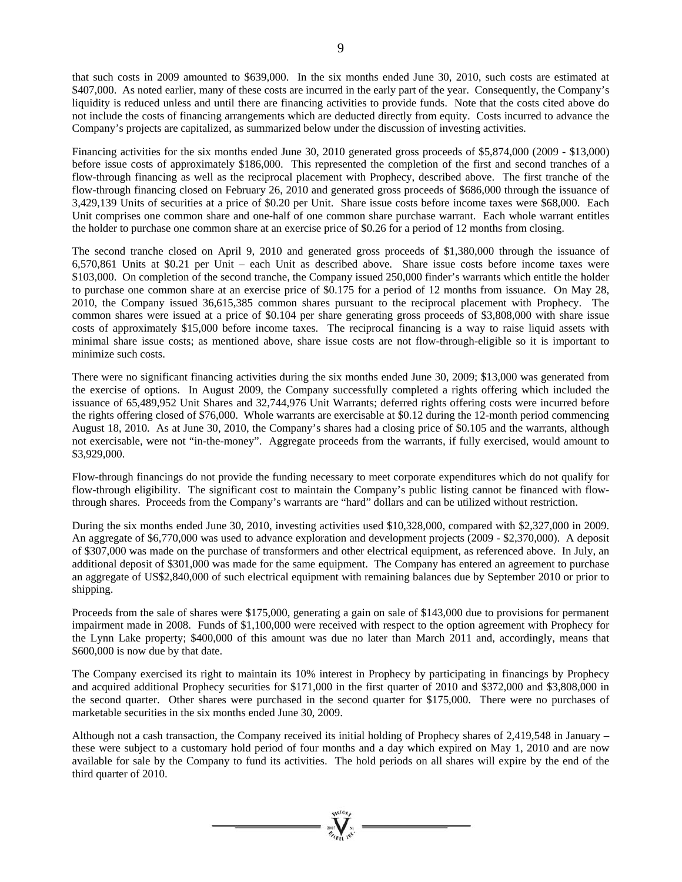that such costs in 2009 amounted to $639,000. In the six months ended June 30, 2010, such costs are estimated at $407,000. As noted earlier, many of these costs are incurred in the early part of the year. Consequently, the Company's liquidity is reduced unless and until there are financing activities to provide funds. Note that the costs cited above do not include the costs of financing arrangements which are deducted directly from equity. Costs incurred to advance the Company's projects are capitalized, as summarized below under the discussion of investing activities.

Financing activities for the six months ended June 30, 2010 generated gross proceeds of $5,874,000 (2009 - $13,000) before issue costs of approximately $186,000. This represented the completion of the first and second tranches of a flow-through financing as well as the reciprocal placement with Prophecy, described above. The first tranche of the flow-through financing closed on February 26, 2010 and generated gross proceeds of $686,000 through the issuance of 3,429,139 Units of securities at a price of $0.20 per Unit. Share issue costs before income taxes were $68,000. Each Unit comprises one common share and one-half of one common share purchase warrant. Each whole warrant entitles the holder to purchase one common share at an exercise price of $0.26 for a period of 12 months from closing.

The second tranche closed on April 9, 2010 and generated gross proceeds of $1,380,000 through the issuance of 6,570,861 Units at $0.21 per Unit – each Unit as described above. Share issue costs before income taxes were $103,000. On completion of the second tranche, the Company issued 250,000 finder's warrants which entitle the holder to purchase one common share at an exercise price of $0.175 for a period of 12 months from issuance. On May 28, 2010, the Company issued 36,615,385 common shares pursuant to the reciprocal placement with Prophecy. The common shares were issued at a price of $0.104 per share generating gross proceeds of $3,808,000 with share issue costs of approximately $15,000 before income taxes. The reciprocal financing is a way to raise liquid assets with minimal share issue costs; as mentioned above, share issue costs are not flow-through-eligible so it is important to minimize such costs.

There were no significant financing activities during the six months ended June 30, 2009; $13,000 was generated from the exercise of options. In August 2009, the Company successfully completed a rights offering which included the issuance of 65,489,952 Unit Shares and 32,744,976 Unit Warrants; deferred rights offering costs were incurred before the rights offering closed of $76,000. Whole warrants are exercisable at $0.12 during the 12-month period commencing August 18, 2010. As at June 30, 2010, the Company's shares had a closing price of $0.105 and the warrants, although not exercisable, were not "in-the-money". Aggregate proceeds from the warrants, if fully exercised, would amount to $3,929,000.

Flow-through financings do not provide the funding necessary to meet corporate expenditures which do not qualify for flow-through eligibility. The significant cost to maintain the Company's public listing cannot be financed with flow-through shares. Proceeds from the Company's warrants are "hard" dollars and can be utilized without restriction.

During the six months ended June 30, 2010, investing activities used $10,328,000, compared with $2,327,000 in 2009. An aggregate of $6,770,000 was used to advance exploration and development projects (2009 - $2,370,000). A deposit of $307,000 was made on the purchase of transformers and other electrical equipment, as referenced above. In July, an additional deposit of $301,000 was made for the same equipment. The Company has entered an agreement to purchase an aggregate of US$2,840,000 of such electrical equipment with remaining balances due by September 2010 or prior to shipping.

Proceeds from the sale of shares were $175,000, generating a gain on sale of $143,000 due to provisions for permanent impairment made in 2008. Funds of $1,100,000 were received with respect to the option agreement with Prophecy for the Lynn Lake property; $400,000 of this amount was due no later than March 2011 and, accordingly, means that $600,000 is now due by that date.

The Company exercised its right to maintain its 10% interest in Prophecy by participating in financings by Prophecy and acquired additional Prophecy securities for $171,000 in the first quarter of 2010 and $372,000 and $3,808,000 in the second quarter. Other shares were purchased in the second quarter for $175,000. There were no purchases of marketable securities in the six months ended June 30, 2009.

Although not a cash transaction, the Company received its initial holding of Prophecy shares of 2,419,548 in January – these were subject to a customary hold period of four months and a day which expired on May 1, 2010 and are now available for sale by the Company to fund its activities. The hold periods on all shares will expire by the end of the third quarter of 2010.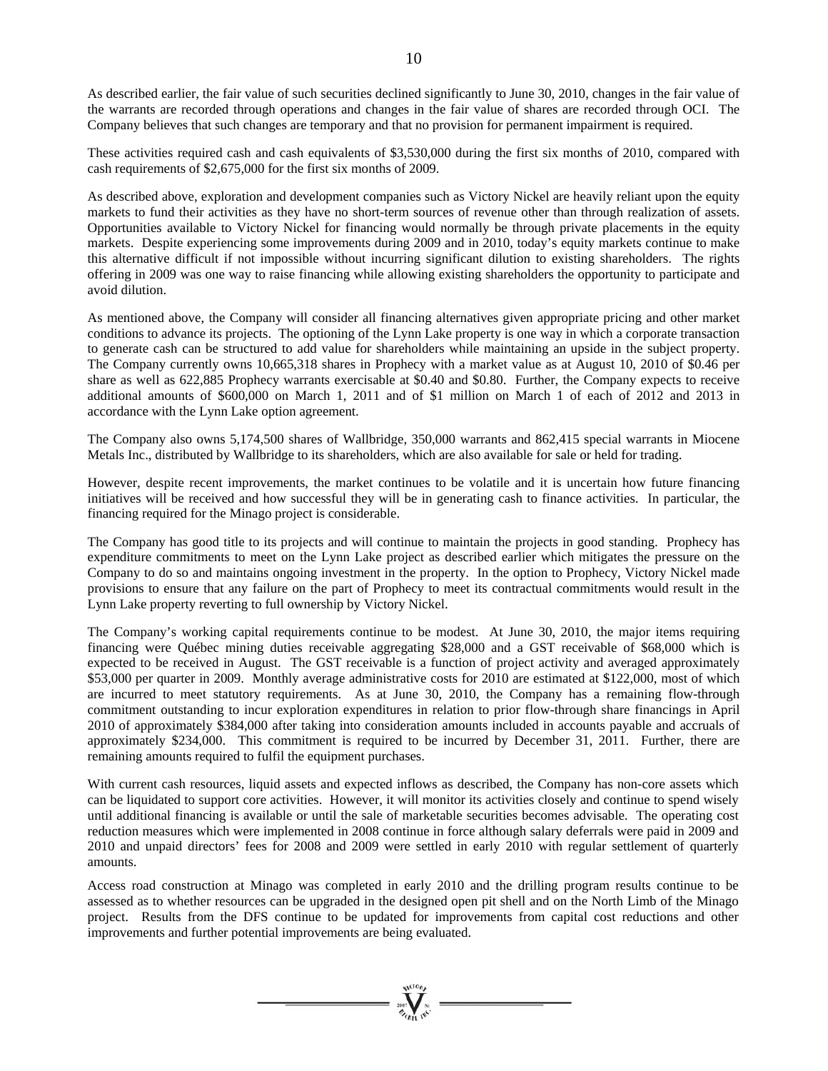As described earlier, the fair value of such securities declined significantly to June 30, 2010, changes in the fair value of the warrants are recorded through operations and changes in the fair value of shares are recorded through OCI. The Company believes that such changes are temporary and that no provision for permanent impairment is required.

These activities required cash and cash equivalents of $3,530,000 during the first six months of 2010, compared with cash requirements of $2,675,000 for the first six months of 2009.

As described above, exploration and development companies such as Victory Nickel are heavily reliant upon the equity markets to fund their activities as they have no short-term sources of revenue other than through realization of assets. Opportunities available to Victory Nickel for financing would normally be through private placements in the equity markets. Despite experiencing some improvements during 2009 and in 2010, today's equity markets continue to make this alternative difficult if not impossible without incurring significant dilution to existing shareholders. The rights offering in 2009 was one way to raise financing while allowing existing shareholders the opportunity to participate and avoid dilution.

As mentioned above, the Company will consider all financing alternatives given appropriate pricing and other market conditions to advance its projects. The optioning of the Lynn Lake property is one way in which a corporate transaction to generate cash can be structured to add value for shareholders while maintaining an upside in the subject property. The Company currently owns 10,665,318 shares in Prophecy with a market value as at August 10, 2010 of $0.46 per share as well as 622,885 Prophecy warrants exercisable at $0.40 and $0.80. Further, the Company expects to receive additional amounts of $600,000 on March 1, 2011 and of $1 million on March 1 of each of 2012 and 2013 in accordance with the Lynn Lake option agreement.

The Company also owns 5,174,500 shares of Wallbridge, 350,000 warrants and 862,415 special warrants in Miocene Metals Inc., distributed by Wallbridge to its shareholders, which are also available for sale or held for trading.

However, despite recent improvements, the market continues to be volatile and it is uncertain how future financing initiatives will be received and how successful they will be in generating cash to finance activities. In particular, the financing required for the Minago project is considerable.

The Company has good title to its projects and will continue to maintain the projects in good standing. Prophecy has expenditure commitments to meet on the Lynn Lake project as described earlier which mitigates the pressure on the Company to do so and maintains ongoing investment in the property. In the option to Prophecy, Victory Nickel made provisions to ensure that any failure on the part of Prophecy to meet its contractual commitments would result in the Lynn Lake property reverting to full ownership by Victory Nickel.

The Company's working capital requirements continue to be modest. At June 30, 2010, the major items requiring financing were Québec mining duties receivable aggregating $28,000 and a GST receivable of $68,000 which is expected to be received in August. The GST receivable is a function of project activity and averaged approximately $53,000 per quarter in 2009. Monthly average administrative costs for 2010 are estimated at $122,000, most of which are incurred to meet statutory requirements. As at June 30, 2010, the Company has a remaining flow-through commitment outstanding to incur exploration expenditures in relation to prior flow-through share financings in April 2010 of approximately $384,000 after taking into consideration amounts included in accounts payable and accruals of approximately $234,000. This commitment is required to be incurred by December 31, 2011. Further, there are remaining amounts required to fulfil the equipment purchases.

With current cash resources, liquid assets and expected inflows as described, the Company has non-core assets which can be liquidated to support core activities. However, it will monitor its activities closely and continue to spend wisely until additional financing is available or until the sale of marketable securities becomes advisable. The operating cost reduction measures which were implemented in 2008 continue in force although salary deferrals were paid in 2009 and 2010 and unpaid directors' fees for 2008 and 2009 were settled in early 2010 with regular settlement of quarterly amounts.

Access road construction at Minago was completed in early 2010 and the drilling program results continue to be assessed as to whether resources can be upgraded in the designed open pit shell and on the North Limb of the Minago project. Results from the DFS continue to be updated for improvements from capital cost reductions and other improvements and further potential improvements are being evaluated.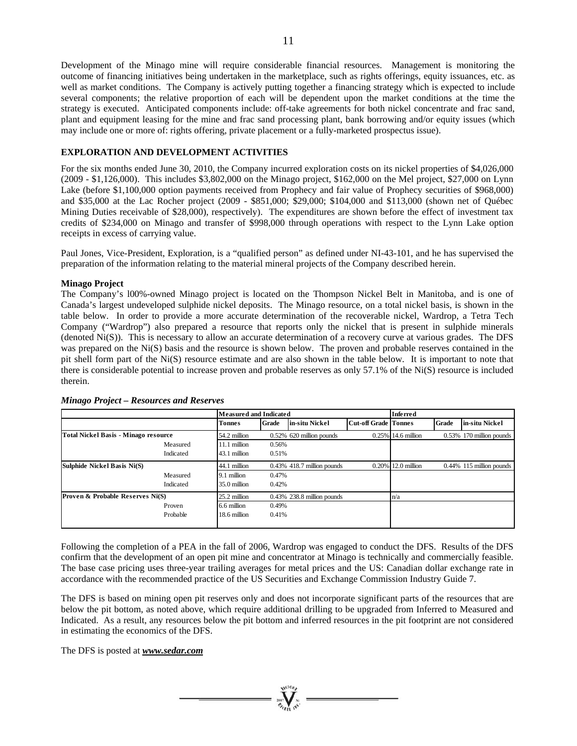Development of the Minago mine will require considerable financial resources. Management is monitoring the outcome of financing initiatives being undertaken in the marketplace, such as rights offerings, equity issuances, etc. as well as market conditions. The Company is actively putting together a financing strategy which is expected to include several components; the relative proportion of each will be dependent upon the market conditions at the time the strategy is executed. Anticipated components include: off-take agreements for both nickel concentrate and frac sand, plant and equipment leasing for the mine and frac sand processing plant, bank borrowing and/or equity issues (which may include one or more of: rights offering, private placement or a fully-marketed prospectus issue).

## EXPLORATION AND DEVELOPMENT ACTIVITIES

For the six months ended June 30, 2010, the Company incurred exploration costs on its nickel properties of $4,026,000 (2009 - $1,126,000). This includes $3,802,000 on the Minago project, $162,000 on the Mel project, $27,000 on Lynn Lake (before $1,100,000 option payments received from Prophecy and fair value of Prophecy securities of $968,000) and $35,000 at the Lac Rocher project (2009 - $851,000; $29,000; $104,000 and $113,000 (shown net of Québec Mining Duties receivable of $28,000), respectively). The expenditures are shown before the effect of investment tax credits of $234,000 on Minago and transfer of $998,000 through operations with respect to the Lynn Lake option receipts in excess of carrying value.

Paul Jones, Vice-President, Exploration, is a "qualified person" as defined under NI-43-101, and he has supervised the preparation of the information relating to the material mineral projects of the Company described herein.

### Minago Project

The Company's l00%-owned Minago project is located on the Thompson Nickel Belt in Manitoba, and is one of Canada's largest undeveloped sulphide nickel deposits. The Minago resource, on a total nickel basis, is shown in the table below. In order to provide a more accurate determination of the recoverable nickel, Wardrop, a Tetra Tech Company ("Wardrop") also prepared a resource that reports only the nickel that is present in sulphide minerals (denoted Ni(S)). This is necessary to allow an accurate determination of a recovery curve at various grades. The DFS was prepared on the Ni(S) basis and the resource is shown below. The proven and probable reserves contained in the pit shell form part of the Ni(S) resource estimate and are also shown in the table below. It is important to note that there is considerable potential to increase proven and probable reserves as only 57.1% of the Ni(S) resource is included therein.

***Minago Project – Resources and Reserves***

| | | Measured and Indicated | | | | Inferred | | |
|---|---|---|---|---|---|---|---|---|
| | | Tonnes | Grade | in-situ Nickel | Cut-off Grade | Tonnes | Grade | in-situ Nickel |
| Total Nickel Basis - Minago resource | | 54.2 million | 0.52% | 620 million pounds | 0.25% | 14.6 million | 0.53% | 170 million pounds |
| | Measured | 11.1 million | 0.56% | | | | | |
| | Indicated | 43.1 million | 0.51% | | | | | |
| Sulphide Nickel Basis Ni(S) | | 44.1 million | 0.43% | 418.7 million pounds | 0.20% | 12.0 million | 0.44% | 115 million pounds |
| | Measured | 9.1 million | 0.47% | | | | | |
| | Indicated | 35.0 million | 0.42% | | | | | |
| Proven & Probable Reserves Ni(S) | | 25.2 million | 0.43% | 238.8 million pounds | | n/a | | |
| | Proven | 6.6 million | 0.49% | | | | | |
| | Probable | 18.6 million | 0.41% | | | | | |

Following the completion of a PEA in the fall of 2006, Wardrop was engaged to conduct the DFS. Results of the DFS confirm that the development of an open pit mine and concentrator at Minago is technically and commercially feasible. The base case pricing uses three-year trailing averages for metal prices and the US: Canadian dollar exchange rate in accordance with the recommended practice of the US Securities and Exchange Commission Industry Guide 7.

The DFS is based on mining open pit reserves only and does not incorporate significant parts of the resources that are below the pit bottom, as noted above, which require additional drilling to be upgraded from Inferred to Measured and Indicated. As a result, any resources below the pit bottom and inferred resources in the pit footprint are not considered in estimating the economics of the DFS.

The DFS is posted at ***www.sedar.com***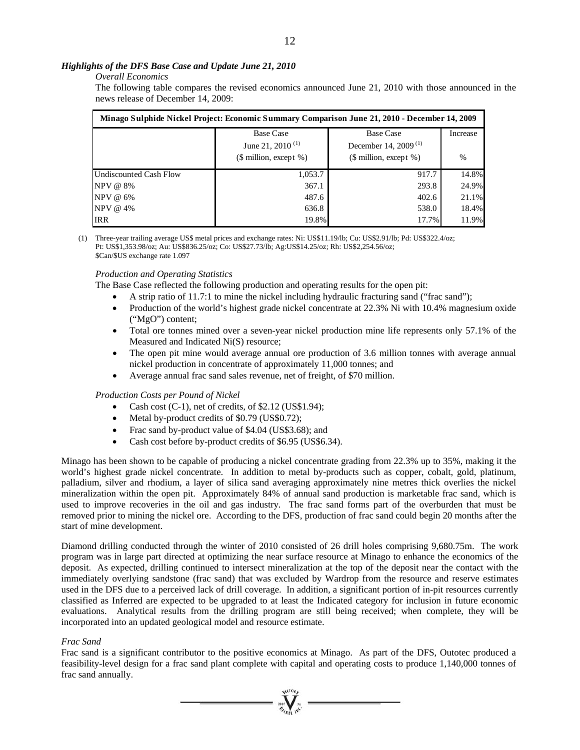### *Highlights of the DFS Base Case and Update June 21, 2010*

*Overall Economics*

The following table compares the revised economics announced June 21, 2010 with those announced in the news release of December 14, 2009:

| Minago Sulphide Nickel Project: Economic Summary Comparison June 21, 2010 - December 14, 2009 | | | |
|---|---|---|---|
| | Base Case<br>June 21, 2010 [(1)]<br>($ million, except %) | Base Case<br>December 14, 2009 [(1)]<br>($ million, except %) | Increase<br><br>% |
| Undiscounted Cash Flow | 1,053.7 | 917.7 | 14.8% |
| NPV @ 8% | 367.1 | 293.8 | 24.9% |
| NPV @ 6% | 487.6 | 402.6 | 21.1% |
| NPV @ 4% | 636.8 | 538.0 | 18.4% |
| IRR | 19.8% | 17.7% | 11.9% |

(1) Three-year trailing average US$ metal prices and exchange rates: Ni: US$11.19/lb; Cu: US$2.91/lb; Pd: US$322.4/oz; Pt: US$1,353.98/oz; Au: US$836.25/oz; Co: US$27.73/lb; Ag:US$14.25/oz; Rh: US$2,254.56/oz; $Can/$US exchange rate 1.097

*Production and Operating Statistics*

The Base Case reflected the following production and operating results for the open pit:

- A strip ratio of 11.7:1 to mine the nickel including hydraulic fracturing sand ("frac sand");
- Production of the world's highest grade nickel concentrate at 22.3% Ni with 10.4% magnesium oxide ("MgO") content;
- Total ore tonnes mined over a seven-year nickel production mine life represents only 57.1% of the Measured and Indicated Ni(S) resource;
- The open pit mine would average annual ore production of 3.6 million tonnes with average annual nickel production in concentrate of approximately 11,000 tonnes; and
- Average annual frac sand sales revenue, net of freight, of $70 million.

*Production Costs per Pound of Nickel*

- Cash cost (C-1), net of credits, of $2.12 (US$1.94);
- Metal by-product credits of $0.79 (US$0.72);
- Frac sand by-product value of $4.04 (US$3.68); and
- Cash cost before by-product credits of $6.95 (US$6.34).

Minago has been shown to be capable of producing a nickel concentrate grading from 22.3% up to 35%, making it the world's highest grade nickel concentrate. In addition to metal by-products such as copper, cobalt, gold, platinum, palladium, silver and rhodium, a layer of silica sand averaging approximately nine metres thick overlies the nickel mineralization within the open pit. Approximately 84% of annual sand production is marketable frac sand, which is used to improve recoveries in the oil and gas industry. The frac sand forms part of the overburden that must be removed prior to mining the nickel ore. According to the DFS, production of frac sand could begin 20 months after the start of mine development.

Diamond drilling conducted through the winter of 2010 consisted of 26 drill holes comprising 9,680.75m. The work program was in large part directed at optimizing the near surface resource at Minago to enhance the economics of the deposit. As expected, drilling continued to intersect mineralization at the top of the deposit near the contact with the immediately overlying sandstone (frac sand) that was excluded by Wardrop from the resource and reserve estimates used in the DFS due to a perceived lack of drill coverage. In addition, a significant portion of in-pit resources currently classified as Inferred are expected to be upgraded to at least the Indicated category for inclusion in future economic evaluations. Analytical results from the drilling program are still being received; when complete, they will be incorporated into an updated geological model and resource estimate.

*Frac Sand*

Frac sand is a significant contributor to the positive economics at Minago. As part of the DFS, Outotec produced a feasibility-level design for a frac sand plant complete with capital and operating costs to produce 1,140,000 tonnes of frac sand annually.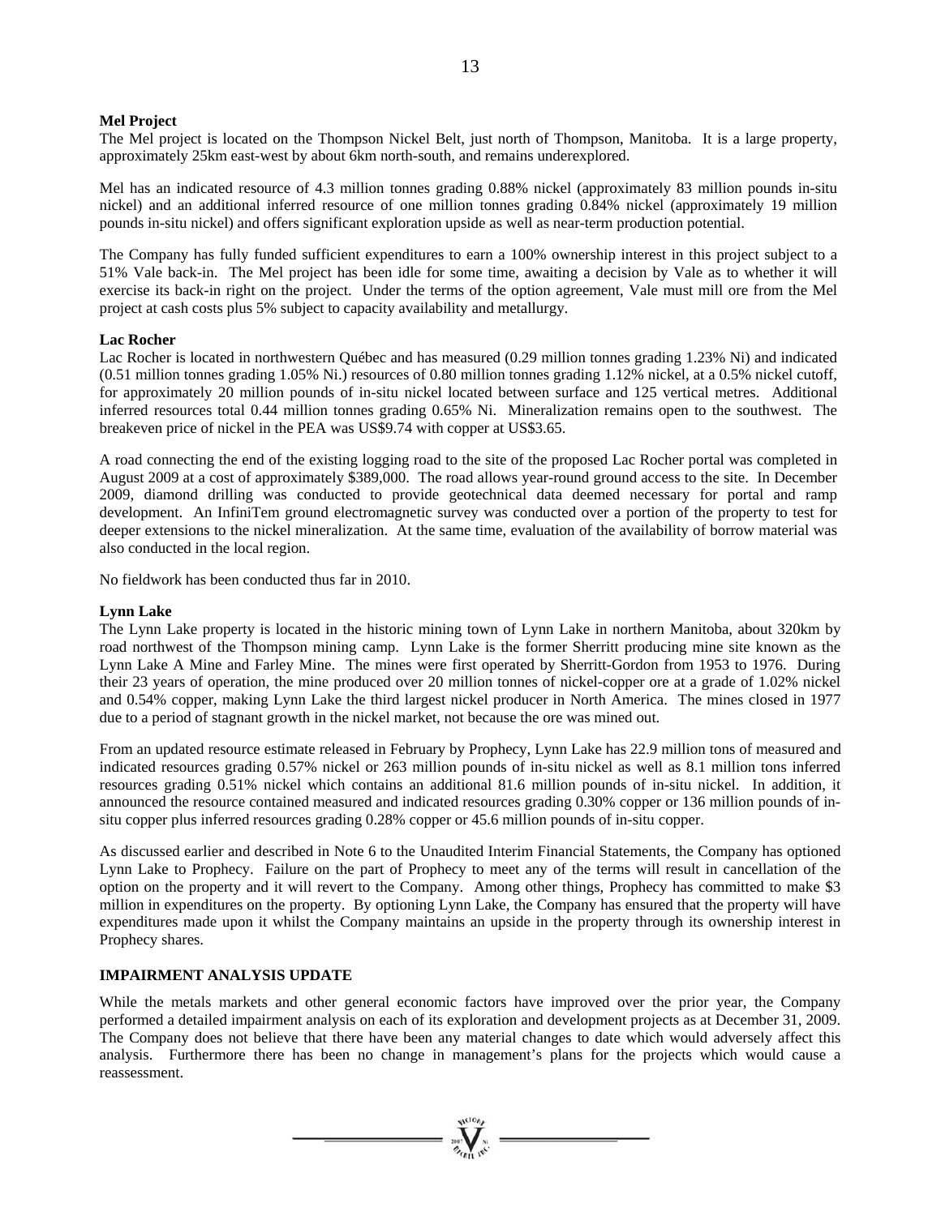**Mel Project**

The Mel project is located on the Thompson Nickel Belt, just north of Thompson, Manitoba. It is a large property, approximately 25km east-west by about 6km north-south, and remains underexplored.

Mel has an indicated resource of 4.3 million tonnes grading 0.88% nickel (approximately 83 million pounds in-situ nickel) and an additional inferred resource of one million tonnes grading 0.84% nickel (approximately 19 million pounds in-situ nickel) and offers significant exploration upside as well as near-term production potential.

The Company has fully funded sufficient expenditures to earn a 100% ownership interest in this project subject to a 51% Vale back-in. The Mel project has been idle for some time, awaiting a decision by Vale as to whether it will exercise its back-in right on the project. Under the terms of the option agreement, Vale must mill ore from the Mel project at cash costs plus 5% subject to capacity availability and metallurgy.

**Lac Rocher**

Lac Rocher is located in northwestern Québec and has measured (0.29 million tonnes grading 1.23% Ni) and indicated (0.51 million tonnes grading 1.05% Ni.) resources of 0.80 million tonnes grading 1.12% nickel, at a 0.5% nickel cutoff, for approximately 20 million pounds of in-situ nickel located between surface and 125 vertical metres. Additional inferred resources total 0.44 million tonnes grading 0.65% Ni. Mineralization remains open to the southwest. The breakeven price of nickel in the PEA was US$9.74 with copper at US$3.65.

A road connecting the end of the existing logging road to the site of the proposed Lac Rocher portal was completed in August 2009 at a cost of approximately $389,000. The road allows year-round ground access to the site. In December 2009, diamond drilling was conducted to provide geotechnical data deemed necessary for portal and ramp development. An InfiniTem ground electromagnetic survey was conducted over a portion of the property to test for deeper extensions to the nickel mineralization. At the same time, evaluation of the availability of borrow material was also conducted in the local region.

No fieldwork has been conducted thus far in 2010.

**Lynn Lake**

The Lynn Lake property is located in the historic mining town of Lynn Lake in northern Manitoba, about 320km by road northwest of the Thompson mining camp. Lynn Lake is the former Sherritt producing mine site known as the Lynn Lake A Mine and Farley Mine. The mines were first operated by Sherritt-Gordon from 1953 to 1976. During their 23 years of operation, the mine produced over 20 million tonnes of nickel-copper ore at a grade of 1.02% nickel and 0.54% copper, making Lynn Lake the third largest nickel producer in North America. The mines closed in 1977 due to a period of stagnant growth in the nickel market, not because the ore was mined out.

From an updated resource estimate released in February by Prophecy, Lynn Lake has 22.9 million tons of measured and indicated resources grading 0.57% nickel or 263 million pounds of in-situ nickel as well as 8.1 million tons inferred resources grading 0.51% nickel which contains an additional 81.6 million pounds of in-situ nickel. In addition, it announced the resource contained measured and indicated resources grading 0.30% copper or 136 million pounds of in-situ copper plus inferred resources grading 0.28% copper or 45.6 million pounds of in-situ copper.

As discussed earlier and described in Note 6 to the Unaudited Interim Financial Statements, the Company has optioned Lynn Lake to Prophecy. Failure on the part of Prophecy to meet any of the terms will result in cancellation of the option on the property and it will revert to the Company. Among other things, Prophecy has committed to make $3 million in expenditures on the property. By optioning Lynn Lake, the Company has ensured that the property will have expenditures made upon it whilst the Company maintains an upside in the property through its ownership interest in Prophecy shares.

## IMPAIRMENT ANALYSIS UPDATE

While the metals markets and other general economic factors have improved over the prior year, the Company performed a detailed impairment analysis on each of its exploration and development projects as at December 31, 2009. The Company does not believe that there have been any material changes to date which would adversely affect this analysis. Furthermore there has been no change in management's plans for the projects which would cause a reassessment.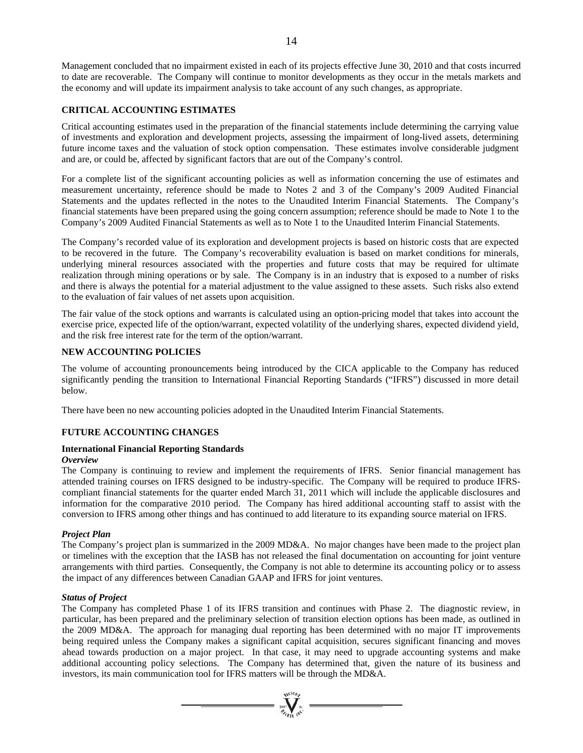Management concluded that no impairment existed in each of its projects effective June 30, 2010 and that costs incurred to date are recoverable. The Company will continue to monitor developments as they occur in the metals markets and the economy and will update its impairment analysis to take account of any such changes, as appropriate.

## CRITICAL ACCOUNTING ESTIMATES

Critical accounting estimates used in the preparation of the financial statements include determining the carrying value of investments and exploration and development projects, assessing the impairment of long-lived assets, determining future income taxes and the valuation of stock option compensation. These estimates involve considerable judgment and are, or could be, affected by significant factors that are out of the Company's control.

For a complete list of the significant accounting policies as well as information concerning the use of estimates and measurement uncertainty, reference should be made to Notes 2 and 3 of the Company's 2009 Audited Financial Statements and the updates reflected in the notes to the Unaudited Interim Financial Statements. The Company's financial statements have been prepared using the going concern assumption; reference should be made to Note 1 to the Company's 2009 Audited Financial Statements as well as to Note 1 to the Unaudited Interim Financial Statements.

The Company's recorded value of its exploration and development projects is based on historic costs that are expected to be recovered in the future. The Company's recoverability evaluation is based on market conditions for minerals, underlying mineral resources associated with the properties and future costs that may be required for ultimate realization through mining operations or by sale. The Company is in an industry that is exposed to a number of risks and there is always the potential for a material adjustment to the value assigned to these assets. Such risks also extend to the evaluation of fair values of net assets upon acquisition.

The fair value of the stock options and warrants is calculated using an option-pricing model that takes into account the exercise price, expected life of the option/warrant, expected volatility of the underlying shares, expected dividend yield, and the risk free interest rate for the term of the option/warrant.

## NEW ACCOUNTING POLICIES

The volume of accounting pronouncements being introduced by the CICA applicable to the Company has reduced significantly pending the transition to International Financial Reporting Standards ("IFRS") discussed in more detail below.

There have been no new accounting policies adopted in the Unaudited Interim Financial Statements.

## FUTURE ACCOUNTING CHANGES

### International Financial Reporting Standards

***Overview***

The Company is continuing to review and implement the requirements of IFRS. Senior financial management has attended training courses on IFRS designed to be industry-specific. The Company will be required to produce IFRS-compliant financial statements for the quarter ended March 31, 2011 which will include the applicable disclosures and information for the comparative 2010 period. The Company has hired additional accounting staff to assist with the conversion to IFRS among other things and has continued to add literature to its expanding source material on IFRS.

***Project Plan***

The Company's project plan is summarized in the 2009 MD&A. No major changes have been made to the project plan or timelines with the exception that the IASB has not released the final documentation on accounting for joint venture arrangements with third parties. Consequently, the Company is not able to determine its accounting policy or to assess the impact of any differences between Canadian GAAP and IFRS for joint ventures.

***Status of Project***

The Company has completed Phase 1 of its IFRS transition and continues with Phase 2. The diagnostic review, in particular, has been prepared and the preliminary selection of transition election options has been made, as outlined in the 2009 MD&A. The approach for managing dual reporting has been determined with no major IT improvements being required unless the Company makes a significant capital acquisition, secures significant financing and moves ahead towards production on a major project. In that case, it may need to upgrade accounting systems and make additional accounting policy selections. The Company has determined that, given the nature of its business and investors, its main communication tool for IFRS matters will be through the MD&A.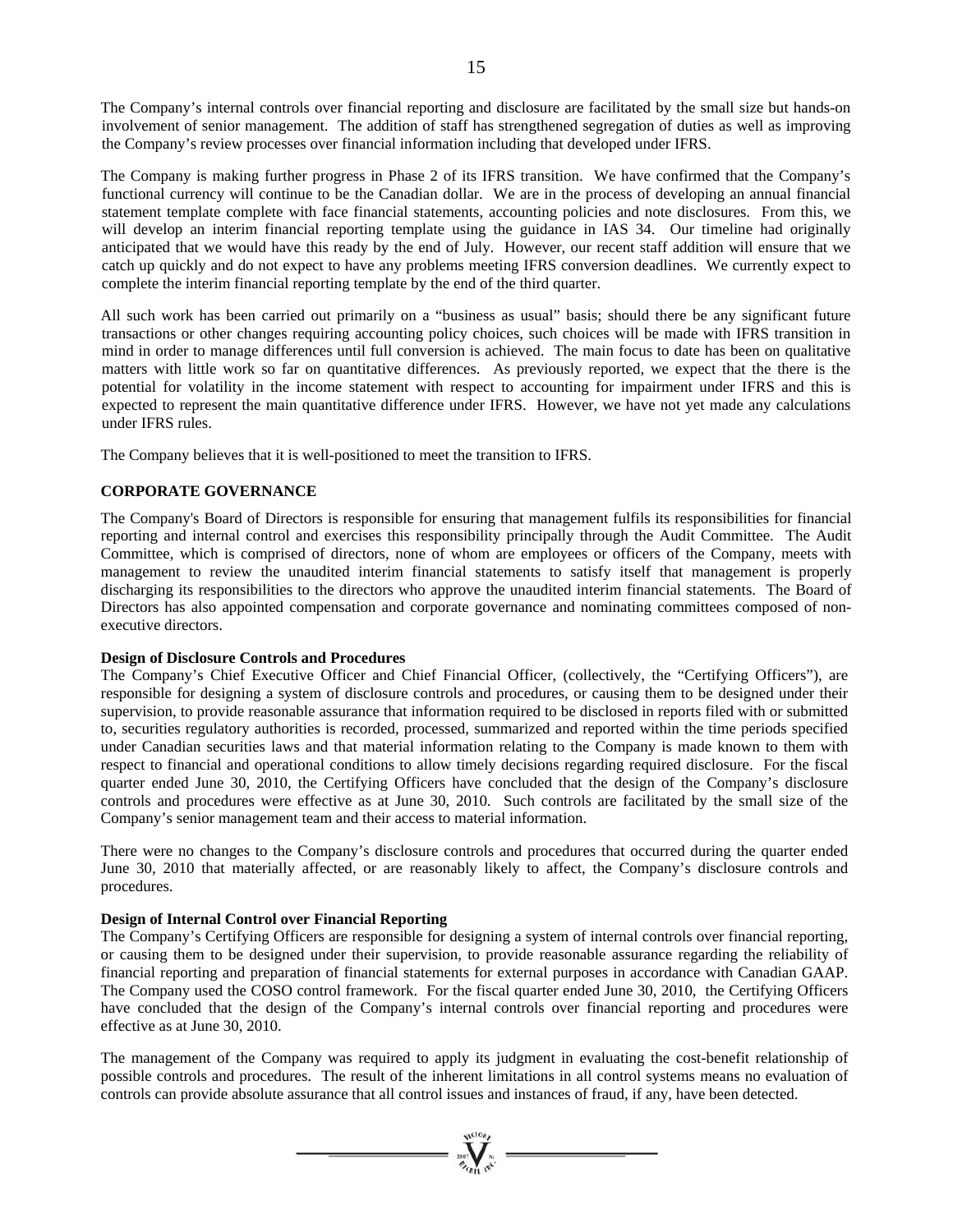The Company's internal controls over financial reporting and disclosure are facilitated by the small size but hands-on involvement of senior management. The addition of staff has strengthened segregation of duties as well as improving the Company's review processes over financial information including that developed under IFRS.

The Company is making further progress in Phase 2 of its IFRS transition. We have confirmed that the Company's functional currency will continue to be the Canadian dollar. We are in the process of developing an annual financial statement template complete with face financial statements, accounting policies and note disclosures. From this, we will develop an interim financial reporting template using the guidance in IAS 34. Our timeline had originally anticipated that we would have this ready by the end of July. However, our recent staff addition will ensure that we catch up quickly and do not expect to have any problems meeting IFRS conversion deadlines. We currently expect to complete the interim financial reporting template by the end of the third quarter.

All such work has been carried out primarily on a "business as usual" basis; should there be any significant future transactions or other changes requiring accounting policy choices, such choices will be made with IFRS transition in mind in order to manage differences until full conversion is achieved. The main focus to date has been on qualitative matters with little work so far on quantitative differences. As previously reported, we expect that the there is the potential for volatility in the income statement with respect to accounting for impairment under IFRS and this is expected to represent the main quantitative difference under IFRS. However, we have not yet made any calculations under IFRS rules.

The Company believes that it is well-positioned to meet the transition to IFRS.

## CORPORATE GOVERNANCE

The Company's Board of Directors is responsible for ensuring that management fulfils its responsibilities for financial reporting and internal control and exercises this responsibility principally through the Audit Committee. The Audit Committee, which is comprised of directors, none of whom are employees or officers of the Company, meets with management to review the unaudited interim financial statements to satisfy itself that management is properly discharging its responsibilities to the directors who approve the unaudited interim financial statements. The Board of Directors has also appointed compensation and corporate governance and nominating committees composed of non-executive directors.

### Design of Disclosure Controls and Procedures

The Company's Chief Executive Officer and Chief Financial Officer, (collectively, the "Certifying Officers"), are responsible for designing a system of disclosure controls and procedures, or causing them to be designed under their supervision, to provide reasonable assurance that information required to be disclosed in reports filed with or submitted to, securities regulatory authorities is recorded, processed, summarized and reported within the time periods specified under Canadian securities laws and that material information relating to the Company is made known to them with respect to financial and operational conditions to allow timely decisions regarding required disclosure. For the fiscal quarter ended June 30, 2010, the Certifying Officers have concluded that the design of the Company's disclosure controls and procedures were effective as at June 30, 2010. Such controls are facilitated by the small size of the Company's senior management team and their access to material information.

There were no changes to the Company's disclosure controls and procedures that occurred during the quarter ended June 30, 2010 that materially affected, or are reasonably likely to affect, the Company's disclosure controls and procedures.

### Design of Internal Control over Financial Reporting

The Company's Certifying Officers are responsible for designing a system of internal controls over financial reporting, or causing them to be designed under their supervision, to provide reasonable assurance regarding the reliability of financial reporting and preparation of financial statements for external purposes in accordance with Canadian GAAP. The Company used the COSO control framework. For the fiscal quarter ended June 30, 2010, the Certifying Officers have concluded that the design of the Company's internal controls over financial reporting and procedures were effective as at June 30, 2010.

The management of the Company was required to apply its judgment in evaluating the cost-benefit relationship of possible controls and procedures. The result of the inherent limitations in all control systems means no evaluation of controls can provide absolute assurance that all control issues and instances of fraud, if any, have been detected.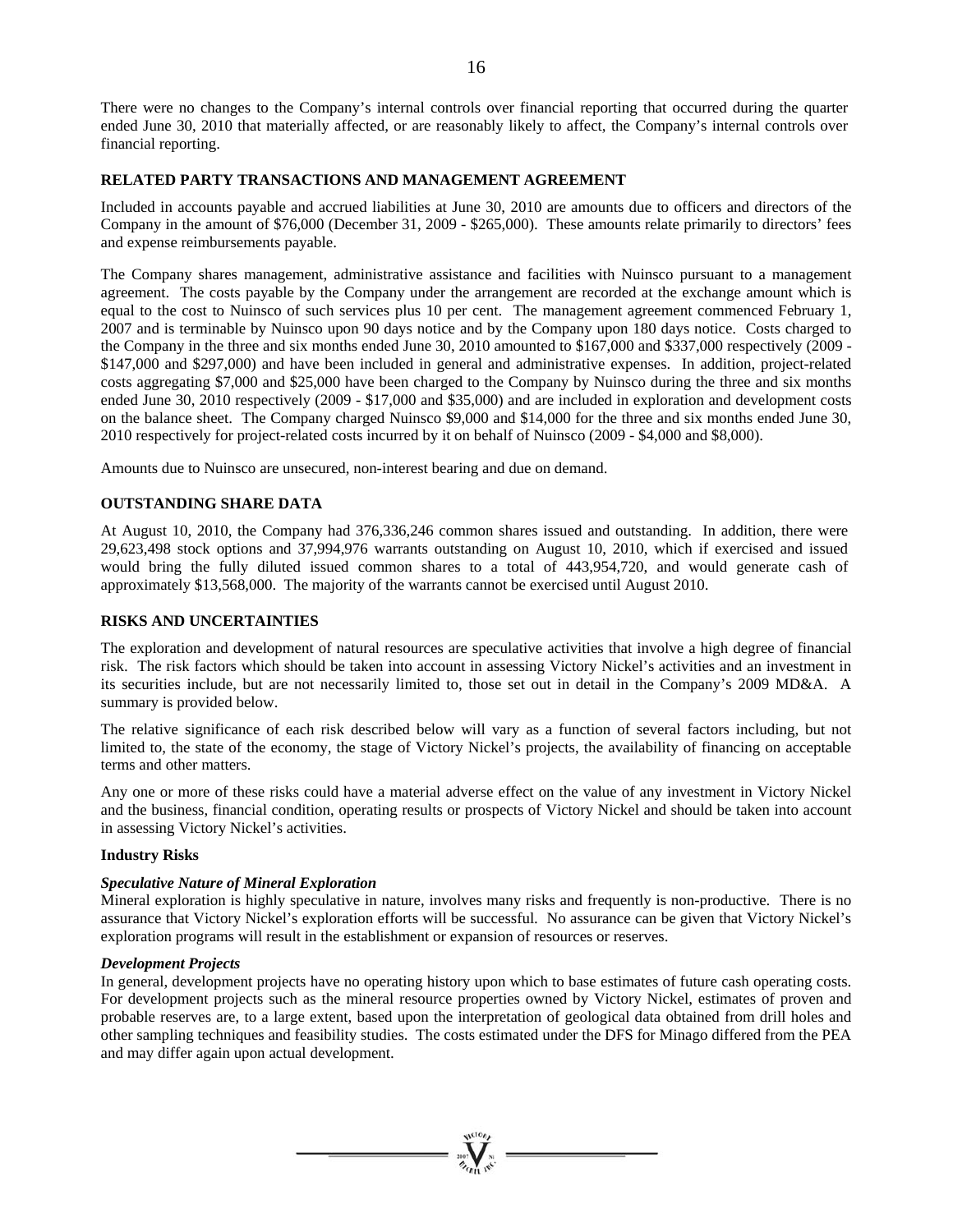There were no changes to the Company's internal controls over financial reporting that occurred during the quarter ended June 30, 2010 that materially affected, or are reasonably likely to affect, the Company's internal controls over financial reporting.

## RELATED PARTY TRANSACTIONS AND MANAGEMENT AGREEMENT

Included in accounts payable and accrued liabilities at June 30, 2010 are amounts due to officers and directors of the Company in the amount of $76,000 (December 31, 2009 - $265,000). These amounts relate primarily to directors' fees and expense reimbursements payable.

The Company shares management, administrative assistance and facilities with Nuinsco pursuant to a management agreement. The costs payable by the Company under the arrangement are recorded at the exchange amount which is equal to the cost to Nuinsco of such services plus 10 per cent. The management agreement commenced February 1, 2007 and is terminable by Nuinsco upon 90 days notice and by the Company upon 180 days notice. Costs charged to the Company in the three and six months ended June 30, 2010 amounted to $167,000 and $337,000 respectively (2009 - $147,000 and $297,000) and have been included in general and administrative expenses. In addition, project-related costs aggregating $7,000 and $25,000 have been charged to the Company by Nuinsco during the three and six months ended June 30, 2010 respectively (2009 - $17,000 and $35,000) and are included in exploration and development costs on the balance sheet. The Company charged Nuinsco $9,000 and $14,000 for the three and six months ended June 30, 2010 respectively for project-related costs incurred by it on behalf of Nuinsco (2009 - $4,000 and $8,000).

Amounts due to Nuinsco are unsecured, non-interest bearing and due on demand.

## OUTSTANDING SHARE DATA

At August 10, 2010, the Company had 376,336,246 common shares issued and outstanding. In addition, there were 29,623,498 stock options and 37,994,976 warrants outstanding on August 10, 2010, which if exercised and issued would bring the fully diluted issued common shares to a total of 443,954,720, and would generate cash of approximately $13,568,000. The majority of the warrants cannot be exercised until August 2010.

## RISKS AND UNCERTAINTIES

The exploration and development of natural resources are speculative activities that involve a high degree of financial risk. The risk factors which should be taken into account in assessing Victory Nickel's activities and an investment in its securities include, but are not necessarily limited to, those set out in detail in the Company's 2009 MD&A. A summary is provided below.

The relative significance of each risk described below will vary as a function of several factors including, but not limited to, the state of the economy, the stage of Victory Nickel's projects, the availability of financing on acceptable terms and other matters.

Any one or more of these risks could have a material adverse effect on the value of any investment in Victory Nickel and the business, financial condition, operating results or prospects of Victory Nickel and should be taken into account in assessing Victory Nickel's activities.

### Industry Risks

***Speculative Nature of Mineral Exploration***

Mineral exploration is highly speculative in nature, involves many risks and frequently is non-productive. There is no assurance that Victory Nickel's exploration efforts will be successful. No assurance can be given that Victory Nickel's exploration programs will result in the establishment or expansion of resources or reserves.

***Development Projects***

In general, development projects have no operating history upon which to base estimates of future cash operating costs. For development projects such as the mineral resource properties owned by Victory Nickel, estimates of proven and probable reserves are, to a large extent, based upon the interpretation of geological data obtained from drill holes and other sampling techniques and feasibility studies. The costs estimated under the DFS for Minago differed from the PEA and may differ again upon actual development.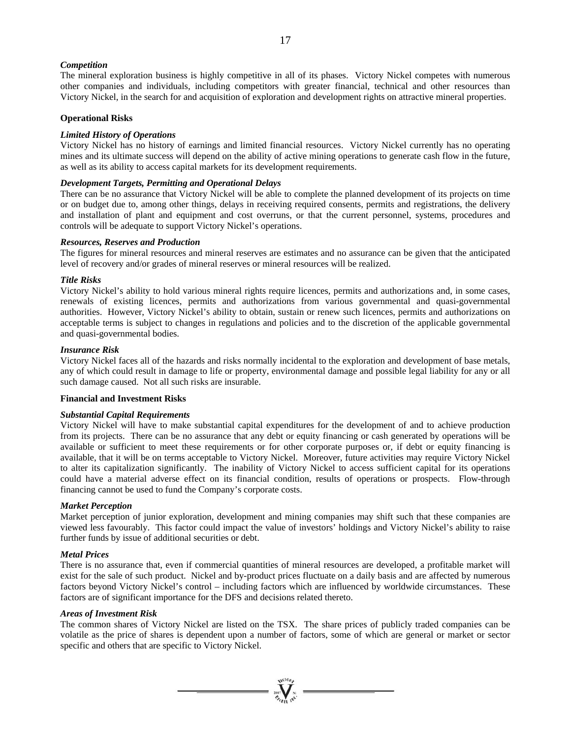### *Competition*

The mineral exploration business is highly competitive in all of its phases. Victory Nickel competes with numerous other companies and individuals, including competitors with greater financial, technical and other resources than Victory Nickel, in the search for and acquisition of exploration and development rights on attractive mineral properties.

## Operational Risks

### *Limited History of Operations*

Victory Nickel has no history of earnings and limited financial resources. Victory Nickel currently has no operating mines and its ultimate success will depend on the ability of active mining operations to generate cash flow in the future, as well as its ability to access capital markets for its development requirements.

### *Development Targets, Permitting and Operational Delays*

There can be no assurance that Victory Nickel will be able to complete the planned development of its projects on time or on budget due to, among other things, delays in receiving required consents, permits and registrations, the delivery and installation of plant and equipment and cost overruns, or that the current personnel, systems, procedures and controls will be adequate to support Victory Nickel's operations.

### *Resources, Reserves and Production*

The figures for mineral resources and mineral reserves are estimates and no assurance can be given that the anticipated level of recovery and/or grades of mineral reserves or mineral resources will be realized.

### *Title Risks*

Victory Nickel's ability to hold various mineral rights require licences, permits and authorizations and, in some cases, renewals of existing licences, permits and authorizations from various governmental and quasi-governmental authorities. However, Victory Nickel's ability to obtain, sustain or renew such licences, permits and authorizations on acceptable terms is subject to changes in regulations and policies and to the discretion of the applicable governmental and quasi-governmental bodies.

### *Insurance Risk*

Victory Nickel faces all of the hazards and risks normally incidental to the exploration and development of base metals, any of which could result in damage to life or property, environmental damage and possible legal liability for any or all such damage caused. Not all such risks are insurable.

## Financial and Investment Risks

### *Substantial Capital Requirements*

Victory Nickel will have to make substantial capital expenditures for the development of and to achieve production from its projects. There can be no assurance that any debt or equity financing or cash generated by operations will be available or sufficient to meet these requirements or for other corporate purposes or, if debt or equity financing is available, that it will be on terms acceptable to Victory Nickel. Moreover, future activities may require Victory Nickel to alter its capitalization significantly. The inability of Victory Nickel to access sufficient capital for its operations could have a material adverse effect on its financial condition, results of operations or prospects. Flow-through financing cannot be used to fund the Company's corporate costs.

### *Market Perception*

Market perception of junior exploration, development and mining companies may shift such that these companies are viewed less favourably. This factor could impact the value of investors' holdings and Victory Nickel's ability to raise further funds by issue of additional securities or debt.

### *Metal Prices*

There is no assurance that, even if commercial quantities of mineral resources are developed, a profitable market will exist for the sale of such product. Nickel and by-product prices fluctuate on a daily basis and are affected by numerous factors beyond Victory Nickel's control – including factors which are influenced by worldwide circumstances. These factors are of significant importance for the DFS and decisions related thereto.

### *Areas of Investment Risk*

The common shares of Victory Nickel are listed on the TSX. The share prices of publicly traded companies can be volatile as the price of shares is dependent upon a number of factors, some of which are general or market or sector specific and others that are specific to Victory Nickel.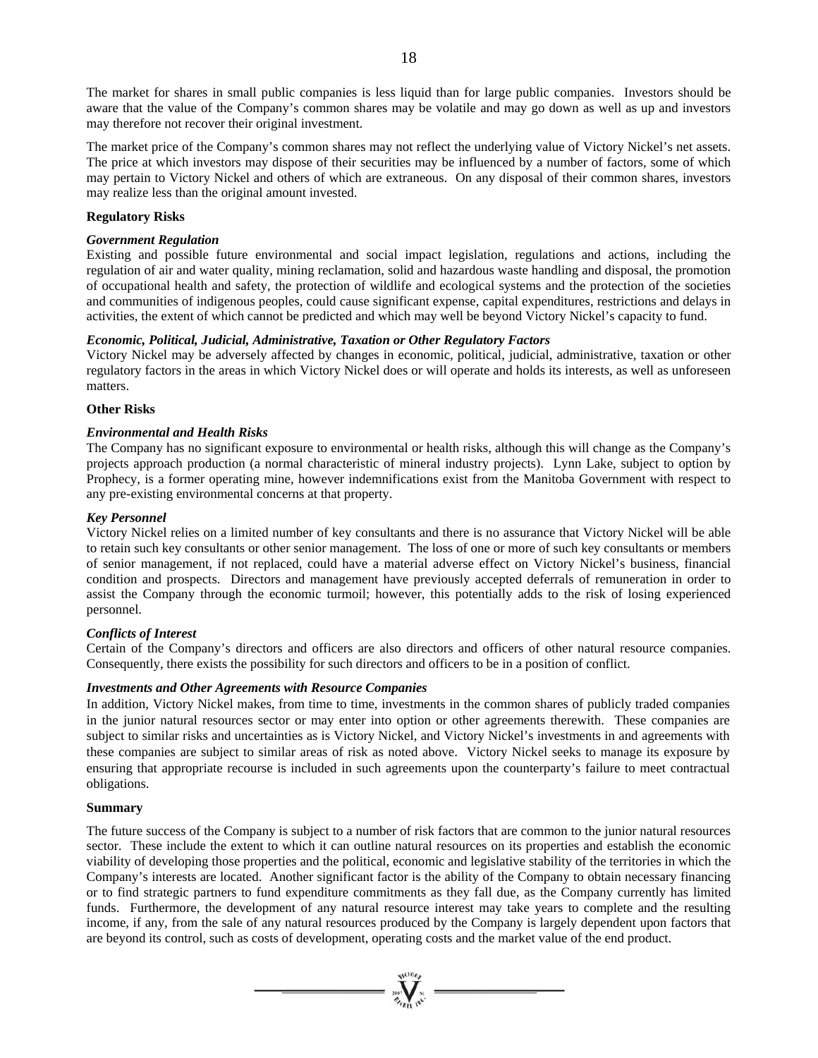The market for shares in small public companies is less liquid than for large public companies. Investors should be aware that the value of the Company's common shares may be volatile and may go down as well as up and investors may therefore not recover their original investment.

The market price of the Company's common shares may not reflect the underlying value of Victory Nickel's net assets. The price at which investors may dispose of their securities may be influenced by a number of factors, some of which may pertain to Victory Nickel and others of which are extraneous. On any disposal of their common shares, investors may realize less than the original amount invested.

**Regulatory Risks**

***Government Regulation***
Existing and possible future environmental and social impact legislation, regulations and actions, including the regulation of air and water quality, mining reclamation, solid and hazardous waste handling and disposal, the promotion of occupational health and safety, the protection of wildlife and ecological systems and the protection of the societies and communities of indigenous peoples, could cause significant expense, capital expenditures, restrictions and delays in activities, the extent of which cannot be predicted and which may well be beyond Victory Nickel's capacity to fund.

***Economic, Political, Judicial, Administrative, Taxation or Other Regulatory Factors***
Victory Nickel may be adversely affected by changes in economic, political, judicial, administrative, taxation or other regulatory factors in the areas in which Victory Nickel does or will operate and holds its interests, as well as unforeseen matters.

**Other Risks**

***Environmental and Health Risks***
The Company has no significant exposure to environmental or health risks, although this will change as the Company's projects approach production (a normal characteristic of mineral industry projects). Lynn Lake, subject to option by Prophecy, is a former operating mine, however indemnifications exist from the Manitoba Government with respect to any pre-existing environmental concerns at that property.

***Key Personnel***
Victory Nickel relies on a limited number of key consultants and there is no assurance that Victory Nickel will be able to retain such key consultants or other senior management. The loss of one or more of such key consultants or members of senior management, if not replaced, could have a material adverse effect on Victory Nickel's business, financial condition and prospects. Directors and management have previously accepted deferrals of remuneration in order to assist the Company through the economic turmoil; however, this potentially adds to the risk of losing experienced personnel.

***Conflicts of Interest***
Certain of the Company's directors and officers are also directors and officers of other natural resource companies. Consequently, there exists the possibility for such directors and officers to be in a position of conflict.

***Investments and Other Agreements with Resource Companies***
In addition, Victory Nickel makes, from time to time, investments in the common shares of publicly traded companies in the junior natural resources sector or may enter into option or other agreements therewith. These companies are subject to similar risks and uncertainties as is Victory Nickel, and Victory Nickel's investments in and agreements with these companies are subject to similar areas of risk as noted above. Victory Nickel seeks to manage its exposure by ensuring that appropriate recourse is included in such agreements upon the counterparty's failure to meet contractual obligations.

**Summary**

The future success of the Company is subject to a number of risk factors that are common to the junior natural resources sector. These include the extent to which it can outline natural resources on its properties and establish the economic viability of developing those properties and the political, economic and legislative stability of the territories in which the Company's interests are located. Another significant factor is the ability of the Company to obtain necessary financing or to find strategic partners to fund expenditure commitments as they fall due, as the Company currently has limited funds. Furthermore, the development of any natural resource interest may take years to complete and the resulting income, if any, from the sale of any natural resources produced by the Company is largely dependent upon factors that are beyond its control, such as costs of development, operating costs and the market value of the end product.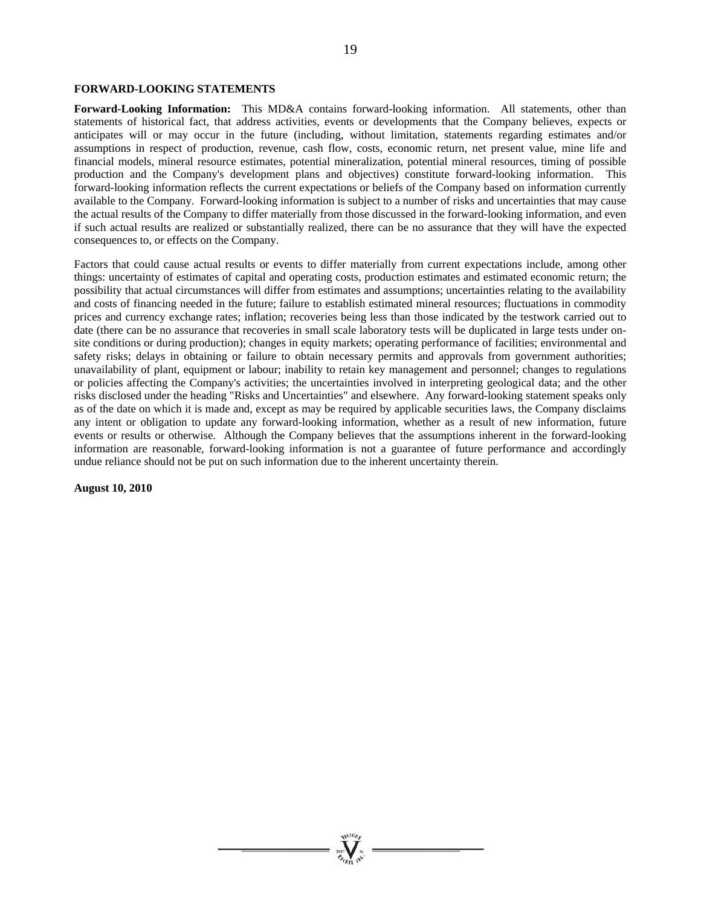**FORWARD-LOOKING STATEMENTS**

**Forward-Looking Information:** This MD&A contains forward-looking information. All statements, other than statements of historical fact, that address activities, events or developments that the Company believes, expects or anticipates will or may occur in the future (including, without limitation, statements regarding estimates and/or assumptions in respect of production, revenue, cash flow, costs, economic return, net present value, mine life and financial models, mineral resource estimates, potential mineralization, potential mineral resources, timing of possible production and the Company's development plans and objectives) constitute forward-looking information. This forward-looking information reflects the current expectations or beliefs of the Company based on information currently available to the Company. Forward-looking information is subject to a number of risks and uncertainties that may cause the actual results of the Company to differ materially from those discussed in the forward-looking information, and even if such actual results are realized or substantially realized, there can be no assurance that they will have the expected consequences to, or effects on the Company.

Factors that could cause actual results or events to differ materially from current expectations include, among other things: uncertainty of estimates of capital and operating costs, production estimates and estimated economic return; the possibility that actual circumstances will differ from estimates and assumptions; uncertainties relating to the availability and costs of financing needed in the future; failure to establish estimated mineral resources; fluctuations in commodity prices and currency exchange rates; inflation; recoveries being less than those indicated by the testwork carried out to date (there can be no assurance that recoveries in small scale laboratory tests will be duplicated in large tests under on-site conditions or during production); changes in equity markets; operating performance of facilities; environmental and safety risks; delays in obtaining or failure to obtain necessary permits and approvals from government authorities; unavailability of plant, equipment or labour; inability to retain key management and personnel; changes to regulations or policies affecting the Company's activities; the uncertainties involved in interpreting geological data; and the other risks disclosed under the heading "Risks and Uncertainties" and elsewhere. Any forward-looking statement speaks only as of the date on which it is made and, except as may be required by applicable securities laws, the Company disclaims any intent or obligation to update any forward-looking information, whether as a result of new information, future events or results or otherwise. Although the Company believes that the assumptions inherent in the forward-looking information are reasonable, forward-looking information is not a guarantee of future performance and accordingly undue reliance should not be put on such information due to the inherent uncertainty therein.

**August 10, 2010**